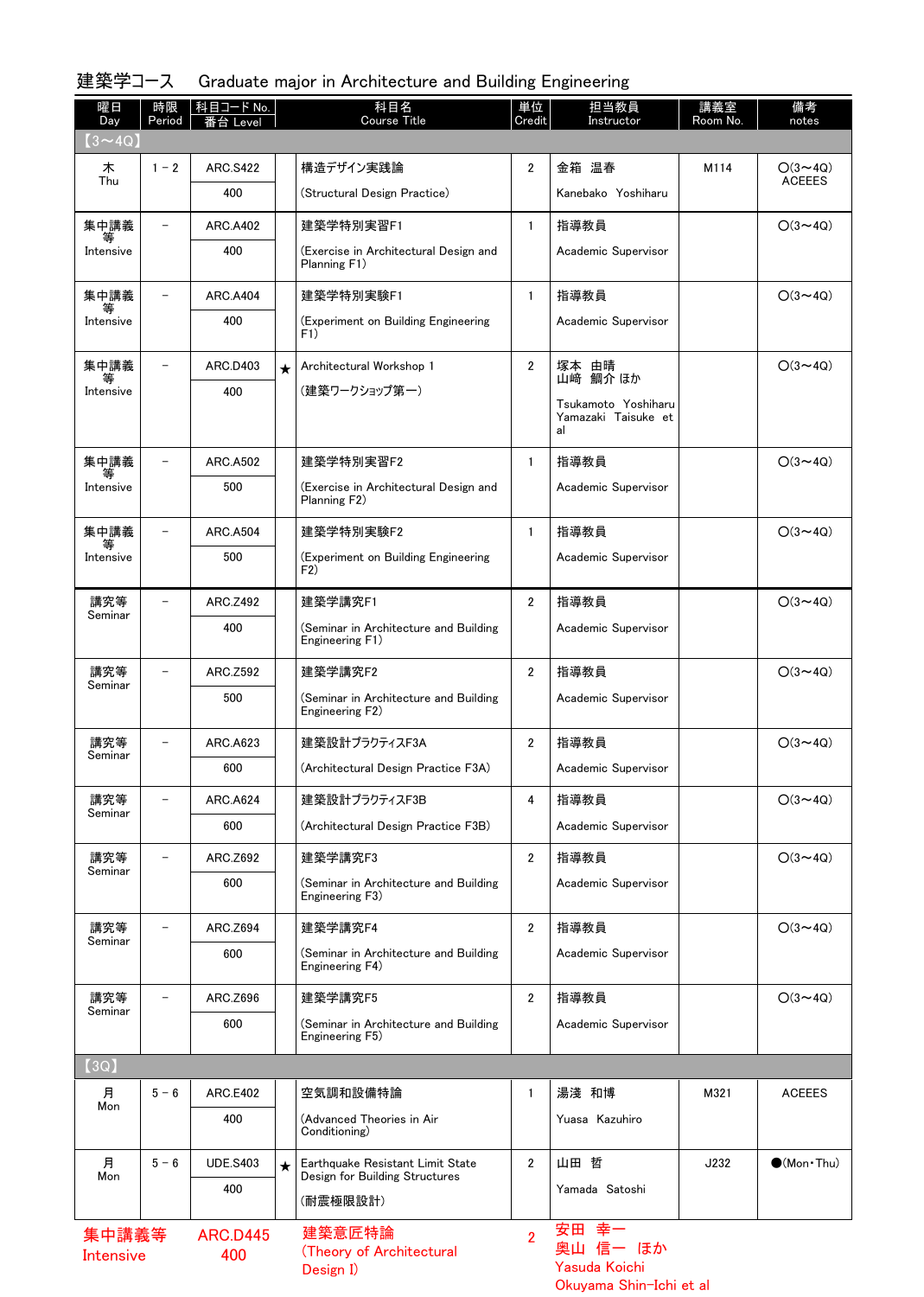## 建築学コース　Graduate major in Architecture and Building Engineering

| 曜日 Day | 時限 Period | 科目コード No. 番台 Level | | 科目名 Course Title | 単位 Credit | 担当教員 Instructor | 講義室 Room No. | 備考 notes |
|---|---|---|---|---|---|---|---|---|
| 【3～4Q】 | | | | | | | | |
| 木 Thu | 1 - 2 | ARC.S422 400 | | 構造デザイン実践論 (Structural Design Practice) | 2 | 金箱　温春 Kanebako　Yoshiharu | M114 | O(3～4Q) ACEEES |
| 集中講義等 Intensive | - | ARC.A402 400 | | 建築学特別実習F1 (Exercise in Architectural Design and Planning F1) | 1 | 指導教員 Academic Supervisor | | O(3～4Q) |
| 集中講義等 Intensive | - | ARC.A404 400 | | 建築学特別実験F1 (Experiment on Building Engineering F1) | 1 | 指導教員 Academic Supervisor | | O(3～4Q) |
| 集中講義等 Intensive | - | ARC.D403 400 | ★ | Architectural Workshop 1 (建築ワークショップ第一) | 2 | 塚本　由晴 山崎　鯛介 ほか Tsukamoto　Yoshiharu Yamazaki　Taisuke　et al | | O(3～4Q) |
| 集中講義等 Intensive | - | ARC.A502 500 | | 建築学特別実習F2 (Exercise in Architectural Design and Planning F2) | 1 | 指導教員 Academic Supervisor | | O(3～4Q) |
| 集中講義等 Intensive | - | ARC.A504 500 | | 建築学特別実験F2 (Experiment on Building Engineering F2) | 1 | 指導教員 Academic Supervisor | | O(3～4Q) |
| 講究等 Seminar | - | ARC.Z492 400 | | 建築学講究F1 (Seminar in Architecture and Building Engineering F1) | 2 | 指導教員 Academic Supervisor | | O(3～4Q) |
| 講究等 Seminar | - | ARC.Z592 500 | | 建築学講究F2 (Seminar in Architecture and Building Engineering F2) | 2 | 指導教員 Academic Supervisor | | O(3～4Q) |
| 講究等 Seminar | - | ARC.A623 600 | | 建築設計プラクティスF3A (Architectural Design Practice F3A) | 2 | 指導教員 Academic Supervisor | | O(3～4Q) |
| 講究等 Seminar | - | ARC.A624 600 | | 建築設計プラクティスF3B (Architectural Design Practice F3B) | 4 | 指導教員 Academic Supervisor | | O(3～4Q) |
| 講究等 Seminar | - | ARC.Z692 600 | | 建築学講究F3 (Seminar in Architecture and Building Engineering F3) | 2 | 指導教員 Academic Supervisor | | O(3～4Q) |
| 講究等 Seminar | - | ARC.Z694 600 | | 建築学講究F4 (Seminar in Architecture and Building Engineering F4) | 2 | 指導教員 Academic Supervisor | | O(3～4Q) |
| 講究等 Seminar | - | ARC.Z696 600 | | 建築学講究F5 (Seminar in Architecture and Building Engineering F5) | 2 | 指導教員 Academic Supervisor | | O(3～4Q) |
| 【3Q】 | | | | | | | | |
| 月 Mon | 5 - 6 | ARC.E402 400 | | 空気調和設備特論 (Advanced Theories in Air Conditioning) | 1 | 湯淺　和博 Yuasa　Kazuhiro | M321 | ACEEES |
| 月 Mon | 5 - 6 | UDE.S403 400 | ★ | Earthquake Resistant Limit State Design for Building Structures (耐震極限設計) | 2 | 山田　哲 Yamada　Satoshi | J232 | ●(Mon・Thu) |
| 集中講義等 Intensive | | ARC.D445 400 | | 建築意匠特論 (Theory of Architectural Design I) | 2 | 安田　幸一 奥山　信一　ほか Yasuda Koichi Okuyama Shin-Ichi et al | | |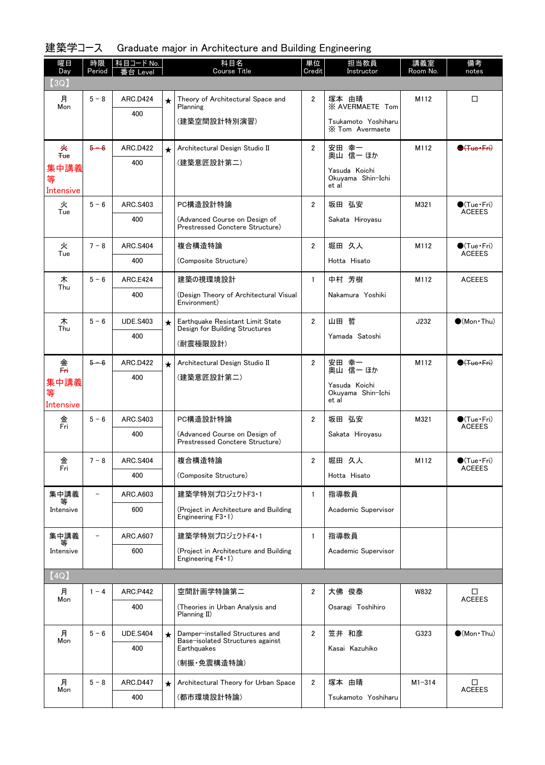建築学コース　Graduate major in Architecture and Building Engineering

| 曜日 Day | 時限 Period | 科目コード No. 番台 Level | | 科目名 Course Title | 単位 Credit | 担当教員 Instructor | 講義室 Room No. | 備考 notes |
|---|---|---|---|---|---|---|---|---|
| 【3Q】 | | | | | | | | |
| 月 Mon | 5 − 8 | ARC.D424 400 | ★ | Theory of Architectural Space and Planning (建築空間設計特別演習) | 2 | 塚本　由晴 ※ AVERMAETE　Tom Tsukamoto　Yoshiharu ※ Tom　Avermaete | M112 | □ |
| ~~火 Tue~~ 集中講義等 Intensive | ~~5 − 6~~ | ARC.D422 400 | ★ | Architectural Design Studio II (建築意匠設計第二) | 2 | 安田　幸一 奥山　信一 ほか Yasuda　Koichi Okuyama　Shin-Ichi et al | M112 | ~~●(Tue・Fri)~~ |
| 火 Tue | 5 − 6 | ARC.S403 400 | | PC構造設計特論 (Advanced Course on Design of Prestressed Conctere Structure) | 2 | 坂田　弘安 Sakata　Hiroyasu | M321 | ●(Tue・Fri) ACEEES |
| 火 Tue | 7 − 8 | ARC.S404 400 | | 複合構造特論 (Composite Structure) | 2 | 堀田　久人 Hotta　Hisato | M112 | ●(Tue・Fri) ACEEES |
| 木 Thu | 5 − 6 | ARC.E424 400 | | 建築の視環境設計 (Design Theory of Architectural Visual Environment) | 1 | 中村　芳樹 Nakamura　Yoshiki | M112 | ACEEES |
| 木 Thu | 5 − 6 | UDE.S403 400 | ★ | Earthquake Resistant Limit State Design for Building Structures (耐震極限設計) | 2 | 山田　哲 Yamada　Satoshi | J232 | ●(Mon・Thu) |
| ~~金 Fri~~ 集中講義等 Intensive | ~~5 − 6~~ | ARC.D422 400 | ★ | Architectural Design Studio II (建築意匠設計第二) | 2 | 安田　幸一 奥山　信一 ほか Yasuda　Koichi Okuyama　Shin-Ichi et al | M112 | ~~●(Tue・Fri)~~ |
| 金 Fri | 5 − 6 | ARC.S403 400 | | PC構造設計特論 (Advanced Course on Design of Prestressed Conctere Structure) | 2 | 坂田　弘安 Sakata　Hiroyasu | M321 | ●(Tue・Fri) ACEEES |
| 金 Fri | 7 − 8 | ARC.S404 400 | | 複合構造特論 (Composite Structure) | 2 | 堀田　久人 Hotta　Hisato | M112 | ●(Tue・Fri) ACEEES |
| 集中講義等 Intensive | − | ARC.A603 600 | | 建築学特別プロジェクトF3・1 (Project in Architecture and Building Engineering F3・1) | 1 | 指導教員 Academic Supervisor | | |
| 集中講義等 Intensive | − | ARC.A607 600 | | 建築学特別プロジェクトF4・1 (Project in Architecture and Building Engineering F4・1) | 1 | 指導教員 Academic Supervisor | | |
| 【4Q】 | | | | | | | | |
| 月 Mon | 1 − 4 | ARC.P442 400 | | 空間計画学特論第二 (Theories in Urban Analysis and Planning II) | 2 | 大佛　俊泰 Osaragi　Toshihiro | W832 | □ ACEEES |
| 月 Mon | 5 − 6 | UDE.S404 400 | ★ | Damper-installed Structures and Base-isolated Structures against Earthquakes (制振・免震構造特論) | 2 | 笠井　和彦 Kasai　Kazuhiko | G323 | ●(Mon・Thu) |
| 月 Mon | 5 − 8 | ARC.D447 400 | ★ | Architectural Theory for Urban Space (都市環境設計特論) | 2 | 塚本　由晴 Tsukamoto　Yoshiharu | M1-314 | □ ACEEES |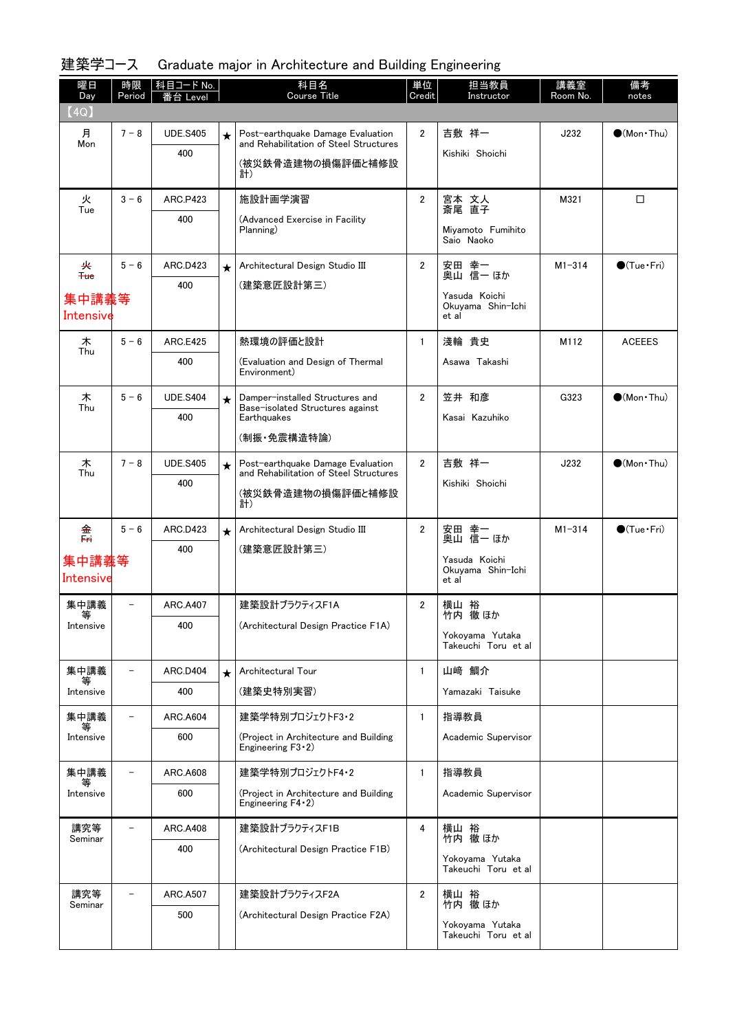## 建築学コース　Graduate major in Architecture and Building Engineering

| 曜日 Day | 時限 Period | 科目コード No. 番台 Level | | 科目名 Course Title | 単位 Credit | 担当教員 Instructor | 講義室 Room No. | 備考 notes |
|---|---|---|---|---|---|---|---|---|
| 【4Q】 | | | | | | | | |
| 月 Mon | 7－8 | UDE.S405 400 | ★ | Post-earthquake Damage Evaluation and Rehabilitation of Steel Structures (被災鉄骨造建物の損傷評価と補修設計) | 2 | 吉敷 祥一 Kishiki Shoichi | J232 | ●(Mon・Thu) |
| 火 Tue | 3－6 | ARC.P423 400 | | 施設計画学演習 (Advanced Exercise in Facility Planning) | 2 | 宮本 文人 斎尾 直子 Miyamoto Fumihito Saio Naoko | M321 | □ |
| ~~火 Tue~~ 集中講義等 Intensive | 5－6 | ARC.D423 400 | ★ | Architectural Design Studio III (建築意匠設計第三) | 2 | 安田 幸一 奥山 信一 ほか Yasuda Koichi Okuyama Shin-Ichi et al | M1-314 | ●(Tue・Fri) |
| 木 Thu | 5－6 | ARC.E425 400 | | 熱環境の評価と設計 (Evaluation and Design of Thermal Environment) | 1 | 浅輪 貴史 Asawa Takashi | M112 | ACEEES |
| 木 Thu | 5－6 | UDE.S404 400 | ★ | Damper-installed Structures and Base-isolated Structures against Earthquakes (制振・免震構造特論) | 2 | 笠井 和彦 Kasai Kazuhiko | G323 | ●(Mon・Thu) |
| 木 Thu | 7－8 | UDE.S405 400 | ★ | Post-earthquake Damage Evaluation and Rehabilitation of Steel Structures (被災鉄骨造建物の損傷評価と補修設計) | 2 | 吉敷 祥一 Kishiki Shoichi | J232 | ●(Mon・Thu) |
| ~~金 Fri~~ 集中講義等 Intensive | 5－6 | ARC.D423 400 | ★ | Architectural Design Studio III (建築意匠設計第三) | 2 | 安田 幸一 奥山 信一 ほか Yasuda Koichi Okuyama Shin-Ichi et al | M1-314 | ●(Tue・Fri) |
| 集中講義等 Intensive | － | ARC.A407 400 | | 建築設計プラクティスF1A (Architectural Design Practice F1A) | 2 | 横山 裕 竹内 徹 ほか Yokoyama Yutaka Takeuchi Toru et al | | |
| 集中講義等 Intensive | － | ARC.D404 400 | ★ | Architectural Tour (建築史特別実習) | 1 | 山崎 鯛介 Yamazaki Taisuke | | |
| 集中講義等 Intensive | － | ARC.A604 600 | | 建築学特別プロジェクトF3・2 (Project in Architecture and Building Engineering F3・2) | 1 | 指導教員 Academic Supervisor | | |
| 集中講義等 Intensive | － | ARC.A608 600 | | 建築学特別プロジェクトF4・2 (Project in Architecture and Building Engineering F4・2) | 1 | 指導教員 Academic Supervisor | | |
| 講究等 Seminar | － | ARC.A408 400 | | 建築設計プラクティスF1B (Architectural Design Practice F1B) | 4 | 横山 裕 竹内 徹 ほか Yokoyama Yutaka Takeuchi Toru et al | | |
| 講究等 Seminar | － | ARC.A507 500 | | 建築設計プラクティスF2A (Architectural Design Practice F2A) | 2 | 横山 裕 竹内 徹 ほか Yokoyama Yutaka Takeuchi Toru et al | | |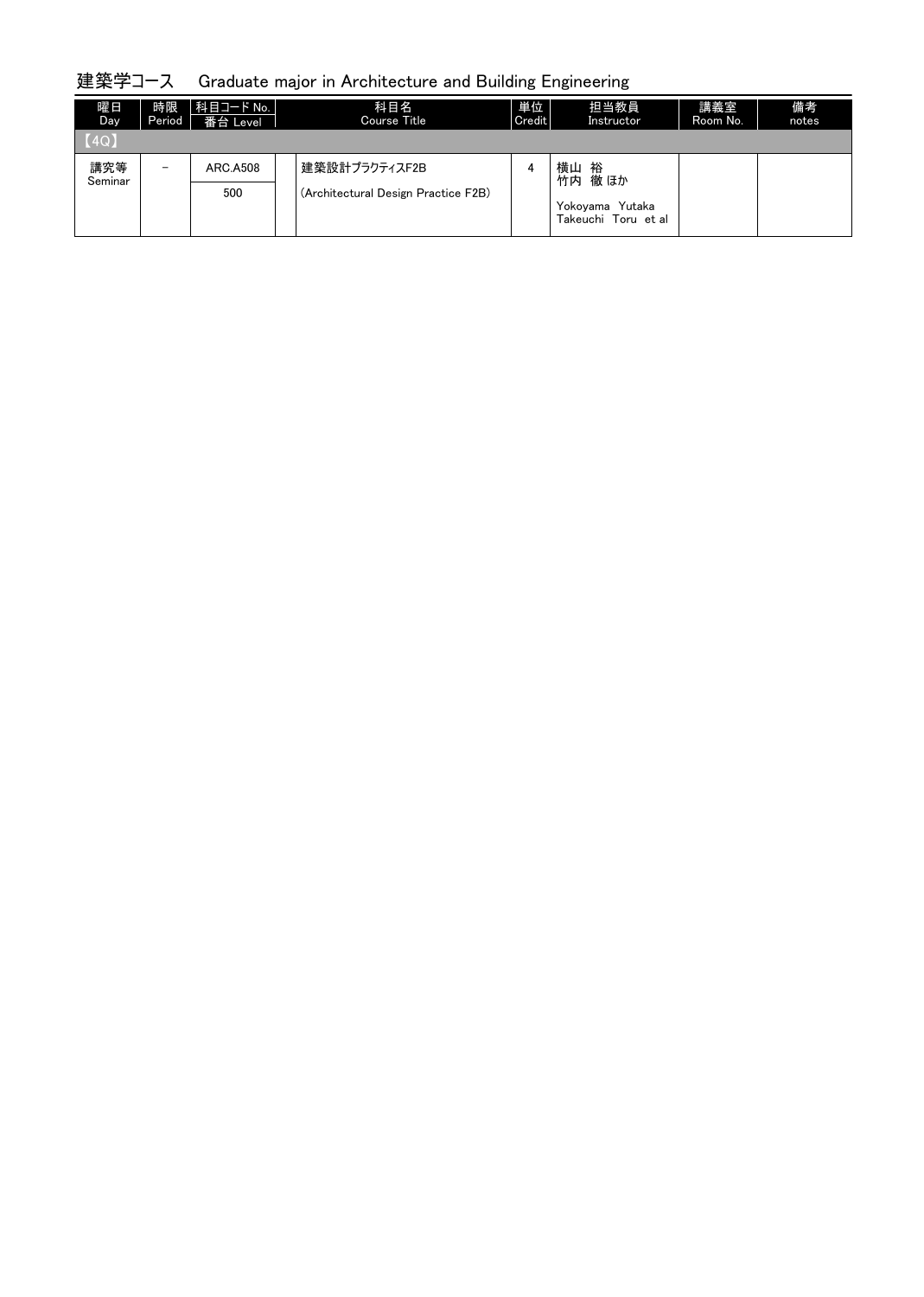## 建築学コース　Graduate major in Architecture and Building Engineering

| 曜日 Day | 時限 Period | 科目コード No. / 番台 Level | 科目名 Course Title | 単位 Credit | 担当教員 Instructor | 講義室 Room No. | 備考 notes |
|---|---|---|---|---|---|---|---|
| 【4Q】 | | | | | | | |
| 講究等 Seminar | － | ARC.A508 / 500 | 建築設計プラクティスF2B (Architectural Design Practice F2B) | 4 | 横山 裕 竹内 徹 ほか / Yokoyama Yutaka Takeuchi Toru et al | | |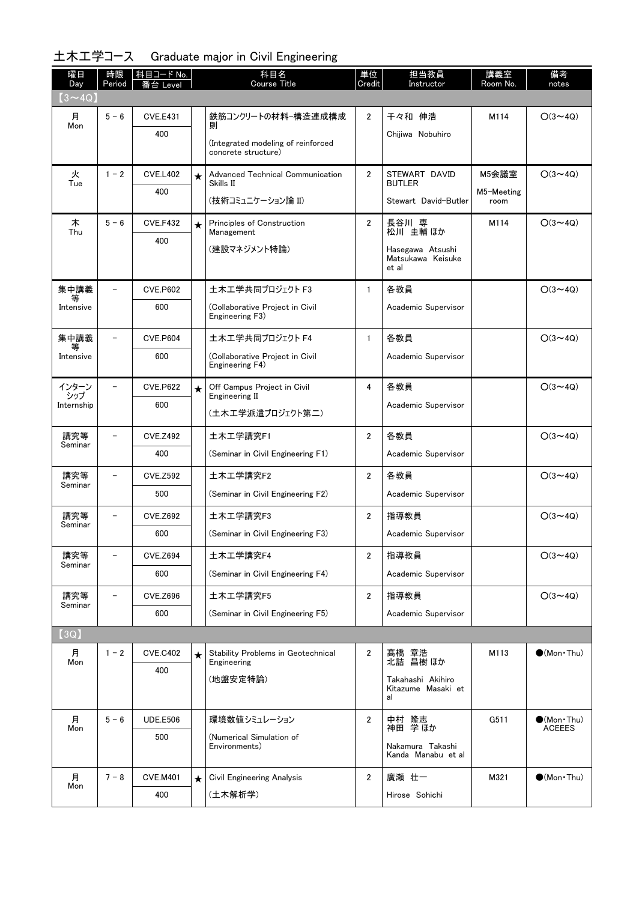# 土木工学コース　Graduate major in Civil Engineering

| 曜日 Day | 時限 Period | 科目コード No. 番台 Level | | 科目名 Course Title | 単位 Credit | 担当教員 Instructor | 講義室 Room No. | 備考 notes |
|---|---|---|---|---|---|---|---|---|
| 【3～4Q】 | | | | | | | | |
| 月 Mon | 5－6 | CVE.E431 400 | | 鉄筋コンクリートの材料-構造連成構成則 (Integrated modeling of reinforced concrete structure) | 2 | 千々和 伸浩 Chijiwa Nobuhiro | M114 | ○(3～4Q) |
| 火 Tue | 1－2 | CVE.L402 400 | ★ | Advanced Technical Communication Skills II (技術コミュニケーション論 II) | 2 | STEWART DAVID BUTLER Stewart David-Butler | M5会議室 M5-Meeting room | ○(3～4Q) |
| 木 Thu | 5－6 | CVE.F432 400 | ★ | Principles of Construction Management (建設マネジメント特論) | 2 | 長谷川 専 松川 圭輔 ほか Hasegawa Atsushi Matsukawa Keisuke et al | M114 | ○(3～4Q) |
| 集中講義等 Intensive | － | CVE.P602 600 | | 土木工学共同プロジェクト F3 (Collaborative Project in Civil Engineering F3) | 1 | 各教員 Academic Supervisor | | ○(3～4Q) |
| 集中講義等 Intensive | － | CVE.P604 600 | | 土木工学共同プロジェクト F4 (Collaborative Project in Civil Engineering F4) | 1 | 各教員 Academic Supervisor | | ○(3～4Q) |
| インターンシップ Internship | － | CVE.P622 600 | ★ | Off Campus Project in Civil Engineering II (土木工学派遣プロジェクト第二) | 4 | 各教員 Academic Supervisor | | ○(3～4Q) |
| 講究等 Seminar | － | CVE.Z492 400 | | 土木工学講究F1 (Seminar in Civil Engineering F1) | 2 | 各教員 Academic Supervisor | | ○(3～4Q) |
| 講究等 Seminar | － | CVE.Z592 500 | | 土木工学講究F2 (Seminar in Civil Engineering F2) | 2 | 各教員 Academic Supervisor | | ○(3～4Q) |
| 講究等 Seminar | － | CVE.Z692 600 | | 土木工学講究F3 (Seminar in Civil Engineering F3) | 2 | 指導教員 Academic Supervisor | | ○(3～4Q) |
| 講究等 Seminar | － | CVE.Z694 600 | | 土木工学講究F4 (Seminar in Civil Engineering F4) | 2 | 指導教員 Academic Supervisor | | ○(3～4Q) |
| 講究等 Seminar | － | CVE.Z696 600 | | 土木工学講究F5 (Seminar in Civil Engineering F5) | 2 | 指導教員 Academic Supervisor | | ○(3～4Q) |
| 【3Q】 | | | | | | | | |
| 月 Mon | 1－2 | CVE.C402 400 | ★ | Stability Problems in Geotechnical Engineering (地盤安定特論) | 2 | 髙橋 章浩 北詰 昌樹 ほか Takahashi Akihiro Kitazume Masaki et al | M113 | ●(Mon・Thu) |
| 月 Mon | 5－6 | UDE.E506 500 | | 環境数値シミュレーション (Numerical Simulation of Environments) | 2 | 中村 隆志 神田 学 ほか Nakamura Takashi Kanda Manabu et al | G511 | ●(Mon・Thu) ACEEES |
| 月 Mon | 7－8 | CVE.M401 400 | ★ | Civil Engineering Analysis (土木解析学) | 2 | 廣瀬 壮一 Hirose Sohichi | M321 | ●(Mon・Thu) |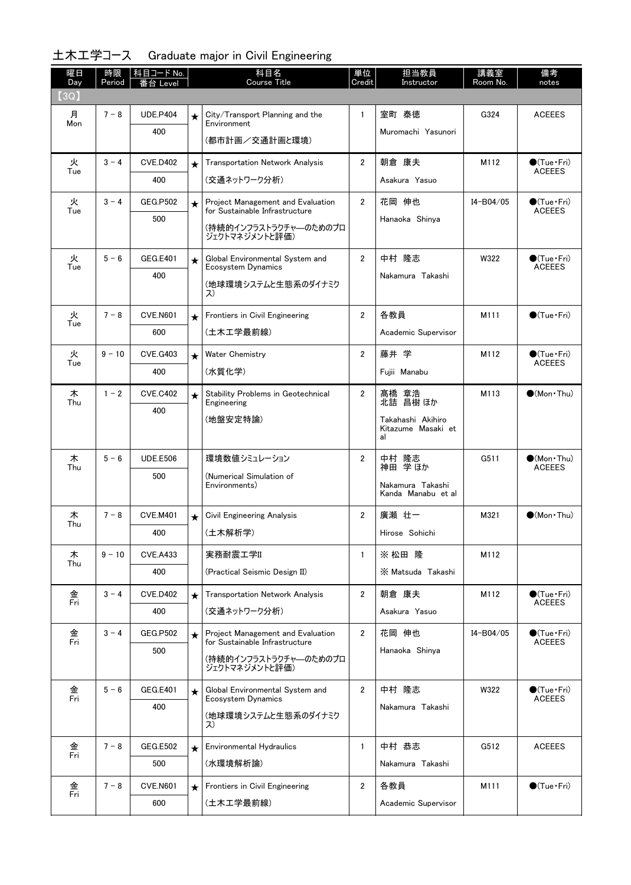# 土木工学コース　Graduate major in Civil Engineering

| 曜日 Day | 時限 Period | 科目コード No. 番台 Level | | 科目名 Course Title | 単位 Credit | 担当教員 Instructor | 講義室 Room No. | 備考 notes |
|---|---|---|---|---|---|---|---|---|
| 【3Q】 | | | | | | | | |
| 月 Mon | 7－8 | UDE.P404 400 | ★ | City/Transport Planning and the Environment (都市計画／交通計画と環境) | 1 | 室町 泰徳 Muromachi Yasunori | G324 | ACEEES |
| 火 Tue | 3－4 | CVE.D402 400 | ★ | Transportation Network Analysis (交通ネットワーク分析) | 2 | 朝倉 康夫 Asakura Yasuo | M112 | ●(Tue・Fri) ACEEES |
| 火 Tue | 3－4 | GEG.P502 500 | ★ | Project Management and Evaluation for Sustainable Infrastructure (持続的インフラストラクチャ—のためのプロジェクトマネジメントと評価) | 2 | 花岡 伸也 Hanaoka Shinya | I4-B04/05 | ●(Tue・Fri) ACEEES |
| 火 Tue | 5－6 | GEG.E401 400 | ★ | Global Environmental System and Ecosystem Dynamics (地球環境システムと生態系のダイナミクス) | 2 | 中村 隆志 Nakamura Takashi | W322 | ●(Tue・Fri) ACEEES |
| 火 Tue | 7－8 | CVE.N601 600 | ★ | Frontiers in Civil Engineering (土木工学最前線) | 2 | 各教員 Academic Supervisor | M111 | ●(Tue・Fri) |
| 火 Tue | 9－10 | CVE.G403 400 | ★ | Water Chemistry (水質化学) | 2 | 藤井 学 Fujii Manabu | M112 | ●(Tue・Fri) ACEEES |
| 木 Thu | 1－2 | CVE.C402 400 | ★ | Stability Problems in Geotechnical Engineering (地盤安定特論) | 2 | 髙橋 章浩 北詰 昌樹 ほか Takahashi Akihiro Kitazume Masaki et al | M113 | ●(Mon・Thu) |
| 木 Thu | 5－6 | UDE.E506 500 | | 環境数値シミュレーション (Numerical Simulation of Environments) | 2 | 中村 隆志 神田 学 ほか Nakamura Takashi Kanda Manabu et al | G511 | ●(Mon・Thu) ACEEES |
| 木 Thu | 7－8 | CVE.M401 400 | ★ | Civil Engineering Analysis (土木解析学) | 2 | 廣瀬 壮一 Hirose Sohichi | M321 | ●(Mon・Thu) |
| 木 Thu | 9－10 | CVE.A433 400 | | 実務耐震工学II (Practical Seismic Design II) | 1 | ※ 松田 隆 ※ Matsuda Takashi | M112 | |
| 金 Fri | 3－4 | CVE.D402 400 | ★ | Transportation Network Analysis (交通ネットワーク分析) | 2 | 朝倉 康夫 Asakura Yasuo | M112 | ●(Tue・Fri) ACEEES |
| 金 Fri | 3－4 | GEG.P502 500 | ★ | Project Management and Evaluation for Sustainable Infrastructure (持続的インフラストラクチャ—のためのプロジェクトマネジメントと評価) | 2 | 花岡 伸也 Hanaoka Shinya | I4-B04/05 | ●(Tue・Fri) ACEEES |
| 金 Fri | 5－6 | GEG.E401 400 | ★ | Global Environmental System and Ecosystem Dynamics (地球環境システムと生態系のダイナミクス) | 2 | 中村 隆志 Nakamura Takashi | W322 | ●(Tue・Fri) ACEEES |
| 金 Fri | 7－8 | GEG.E502 500 | ★ | Environmental Hydraulics (水環境解析論) | 1 | 中村 恭志 Nakamura Takashi | G512 | ACEEES |
| 金 Fri | 7－8 | CVE.N601 600 | ★ | Frontiers in Civil Engineering (土木工学最前線) | 2 | 各教員 Academic Supervisor | M111 | ●(Tue・Fri) |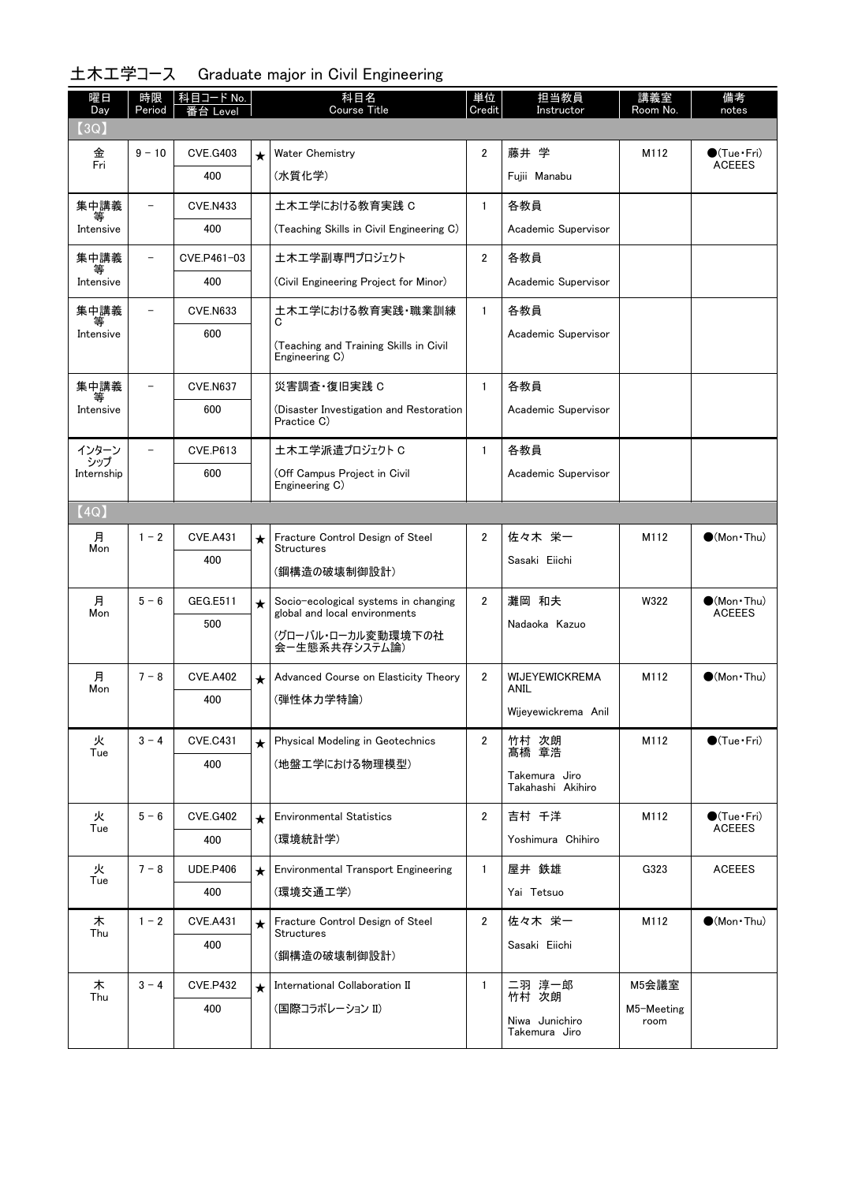## 土木工学コース　Graduate major in Civil Engineering

| 曜日 Day | 時限 Period | 科目コード No. 番台 Level | | 科目名 Course Title | 単位 Credit | 担当教員 Instructor | 講義室 Room No. | 備考 notes |
|---|---|---|---|---|---|---|---|---|
| 【3Q】 | | | | | | | | |
| 金 Fri | 9 － 10 | CVE.G403<br>400 | ★ | Water Chemistry<br>(水質化学) | 2 | 藤井 学<br>Fujii Manabu | M112 | ●(Tue・Fri)<br>ACEEES |
| 集中講義等 Intensive | － | CVE.N433<br>400 | | 土木工学における教育実践 C<br>(Teaching Skills in Civil Engineering C) | 1 | 各教員<br>Academic Supervisor | | |
| 集中講義等 Intensive | － | CVE.P461－03<br>400 | | 土木工学副専門プロジェクト<br>(Civil Engineering Project for Minor) | 2 | 各教員<br>Academic Supervisor | | |
| 集中講義等 Intensive | － | CVE.N633<br>600 | | 土木工学における教育実践・職業訓練 C<br>(Teaching and Training Skills in Civil Engineering C) | 1 | 各教員<br>Academic Supervisor | | |
| 集中講義等 Intensive | － | CVE.N637<br>600 | | 災害調査・復旧実践 C<br>(Disaster Investigation and Restoration Practice C) | 1 | 各教員<br>Academic Supervisor | | |
| インターンシップ Internship | － | CVE.P613<br>600 | | 土木工学派遣プロジェクト C<br>(Off Campus Project in Civil Engineering C) | 1 | 各教員<br>Academic Supervisor | | |
| 【4Q】 | | | | | | | | |
| 月 Mon | 1 － 2 | CVE.A431<br>400 | ★ | Fracture Control Design of Steel Structures<br>(鋼構造の破壊制御設計) | 2 | 佐々木 栄一<br>Sasaki Eiichi | M112 | ●(Mon・Thu) |
| 月 Mon | 5 － 6 | GEG.E511<br>500 | ★ | Socio-ecological systems in changing global and local environments<br>(グローバル・ローカル変動環境下の社会ー生態系共存システム論) | 2 | 灘岡 和夫<br>Nadaoka Kazuo | W322 | ●(Mon・Thu)<br>ACEEES |
| 月 Mon | 7 － 8 | CVE.A402<br>400 | ★ | Advanced Course on Elasticity Theory<br>(弾性体力学特論) | 2 | WIJEYEWICKREMA ANIL<br>Wijeyewickrema Anil | M112 | ●(Mon・Thu) |
| 火 Tue | 3 － 4 | CVE.C431<br>400 | ★ | Physical Modeling in Geotechnics<br>(地盤工学における物理模型) | 2 | 竹村 次朗<br>髙橋 章浩<br>Takemura Jiro<br>Takahashi Akihiro | M112 | ●(Tue・Fri) |
| 火 Tue | 5 － 6 | CVE.G402<br>400 | ★ | Environmental Statistics<br>(環境統計学) | 2 | 吉村 千洋<br>Yoshimura Chihiro | M112 | ●(Tue・Fri)<br>ACEEES |
| 火 Tue | 7 － 8 | UDE.P406<br>400 | ★ | Environmental Transport Engineering<br>(環境交通工学) | 1 | 屋井 鉄雄<br>Yai Tetsuo | G323 | ACEEES |
| 木 Thu | 1 － 2 | CVE.A431<br>400 | ★ | Fracture Control Design of Steel Structures<br>(鋼構造の破壊制御設計) | 2 | 佐々木 栄一<br>Sasaki Eiichi | M112 | ●(Mon・Thu) |
| 木 Thu | 3 － 4 | CVE.P432<br>400 | ★ | International Collaboration Ⅱ<br>(国際コラボレーション Ⅱ) | 1 | 二羽 淳一郎<br>竹村 次朗<br>Niwa Junichiro<br>Takemura Jiro | M5会議室<br>M5-Meeting room | |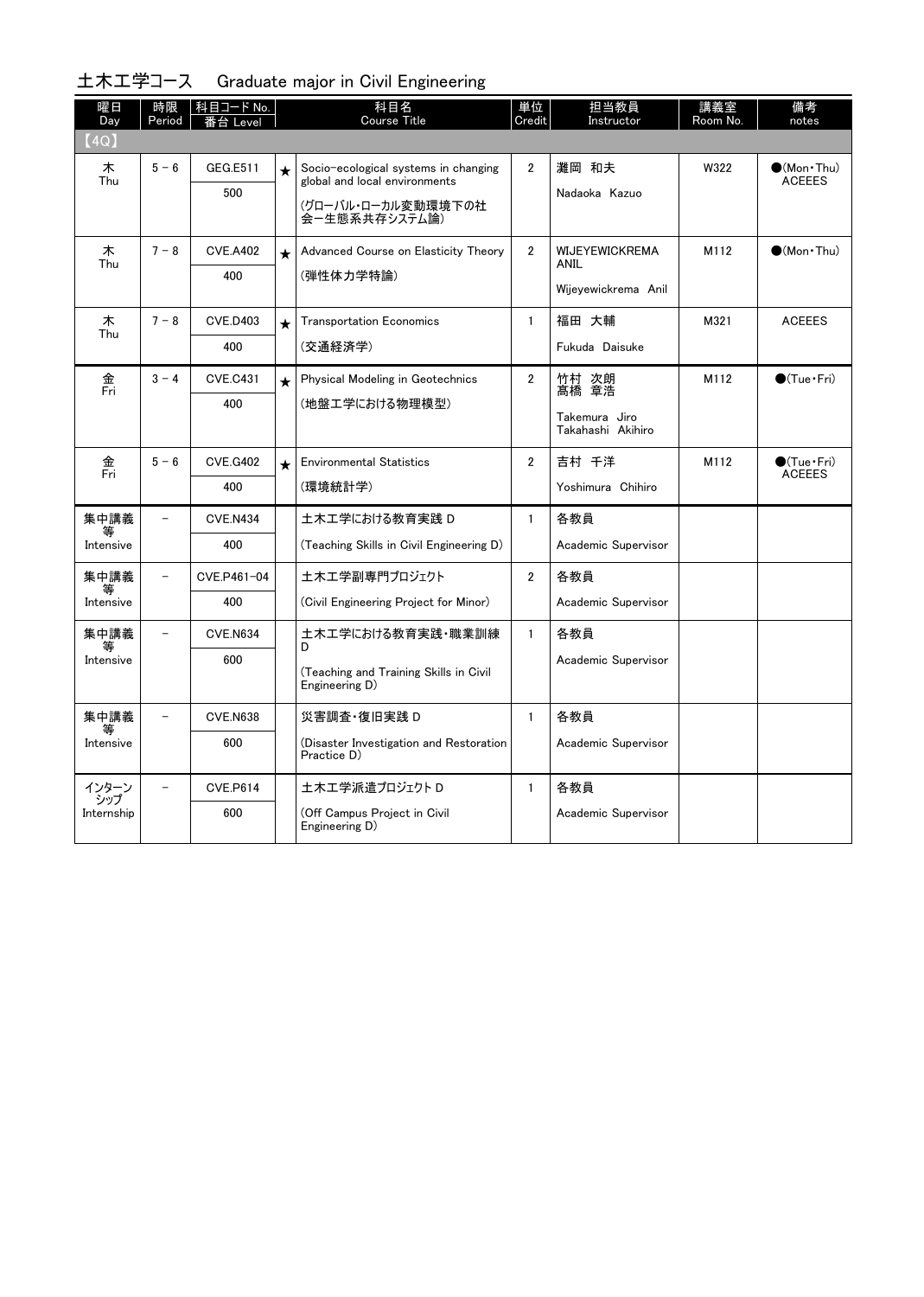## 土木工学コース　Graduate major in Civil Engineering

| 曜日 Day | 時限 Period | 科目コード No. 番台 Level | | 科目名 Course Title | 単位 Credit | 担当教員 Instructor | 講義室 Room No. | 備考 notes |
|---|---|---|---|---|---|---|---|---|
| 【4Q】 | | | | | | | | |
| 木 Thu | 5－6 | GEG.E511 500 | ★ | Socio-ecological systems in changing global and local environments (グローバル・ローカル変動環境下の社会ー生態系共存システム論) | 2 | 灘岡　和夫 Nadaoka Kazuo | W322 | ●(Mon・Thu) ACEEES |
| 木 Thu | 7－8 | CVE.A402 400 | ★ | Advanced Course on Elasticity Theory (弾性体力学特論) | 2 | WIJEYEWICKREMA ANIL Wijeyewickrema Anil | M112 | ●(Mon・Thu) |
| 木 Thu | 7－8 | CVE.D403 400 | ★ | Transportation Economics (交通経済学) | 1 | 福田　大輔 Fukuda Daisuke | M321 | ACEEES |
| 金 Fri | 3－4 | CVE.C431 400 | ★ | Physical Modeling in Geotechnics (地盤工学における物理模型) | 2 | 竹村　次朗 髙橋　章浩 Takemura Jiro Takahashi Akihiro | M112 | ●(Tue・Fri) |
| 金 Fri | 5－6 | CVE.G402 400 | ★ | Environmental Statistics (環境統計学) | 2 | 吉村　千洋 Yoshimura Chihiro | M112 | ●(Tue・Fri) ACEEES |
| 集中講義等 Intensive | － | CVE.N434 400 | | 土木工学における教育実践 D (Teaching Skills in Civil Engineering D) | 1 | 各教員 Academic Supervisor | | |
| 集中講義等 Intensive | － | CVE.P461-04 400 | | 土木工学副専門プロジェクト (Civil Engineering Project for Minor) | 2 | 各教員 Academic Supervisor | | |
| 集中講義等 Intensive | － | CVE.N634 600 | | 土木工学における教育実践・職業訓練 D (Teaching and Training Skills in Civil Engineering D) | 1 | 各教員 Academic Supervisor | | |
| 集中講義等 Intensive | － | CVE.N638 600 | | 災害調査・復旧実践 D (Disaster Investigation and Restoration Practice D) | 1 | 各教員 Academic Supervisor | | |
| インターンシップ Internship | － | CVE.P614 600 | | 土木工学派遣プロジェクト D (Off Campus Project in Civil Engineering D) | 1 | 各教員 Academic Supervisor | | |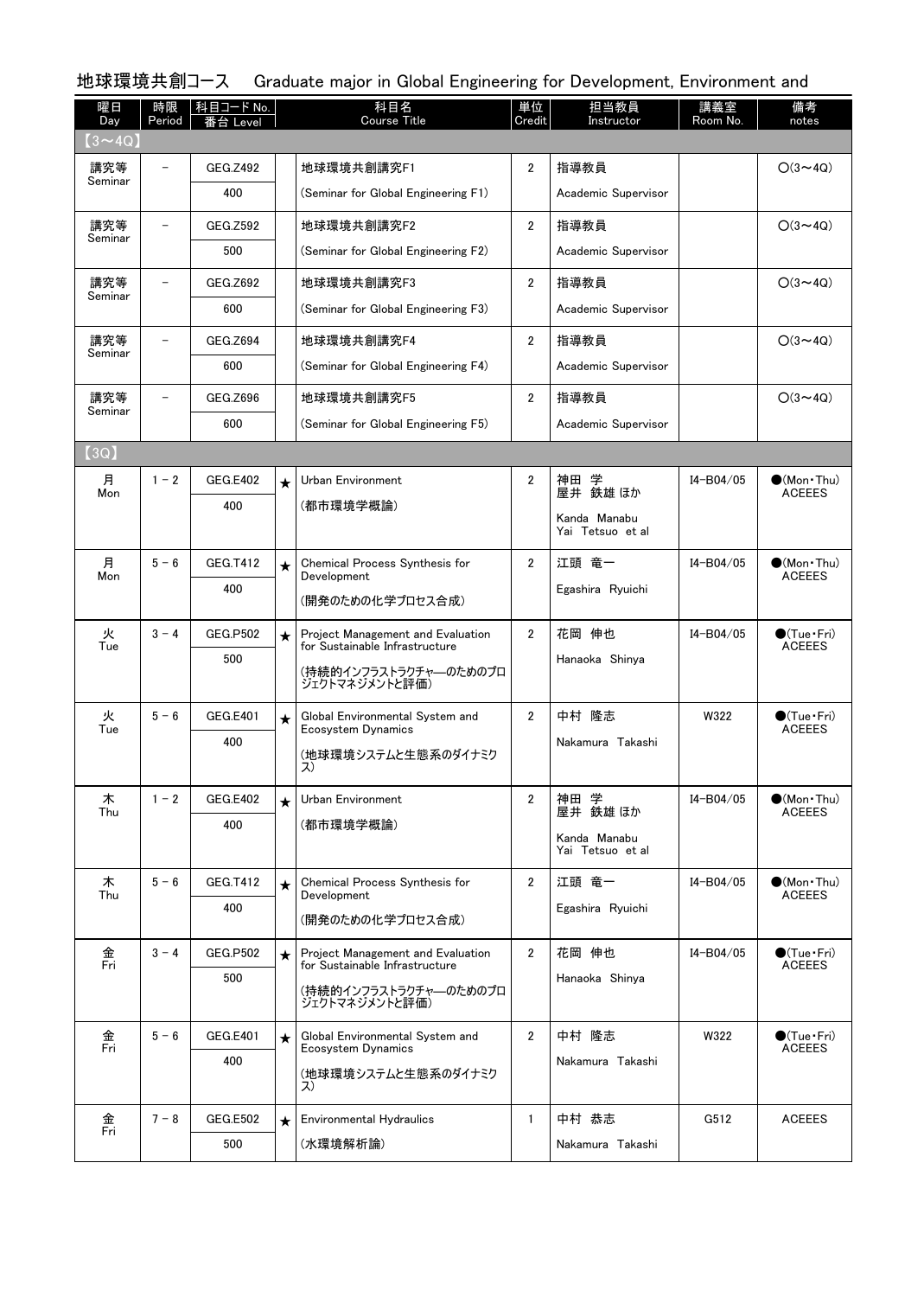# 地球環境共創コース　Graduate major in Global Engineering for Development, Environment and

| 曜日 Day | 時限 Period | 科目コード No. 番台 Level | | 科目名 Course Title | 単位 Credit | 担当教員 Instructor | 講義室 Room No. | 備考 notes |
|---|---|---|---|---|---|---|---|---|
| 【3～4Q】 | | | | | | | | |
| 講究等 Seminar | － | GEG.Z492 400 | | 地球環境共創講究F1 (Seminar for Global Engineering F1) | 2 | 指導教員 Academic Supervisor | | ○(3～4Q) |
| 講究等 Seminar | － | GEG.Z592 500 | | 地球環境共創講究F2 (Seminar for Global Engineering F2) | 2 | 指導教員 Academic Supervisor | | ○(3～4Q) |
| 講究等 Seminar | － | GEG.Z692 600 | | 地球環境共創講究F3 (Seminar for Global Engineering F3) | 2 | 指導教員 Academic Supervisor | | ○(3～4Q) |
| 講究等 Seminar | － | GEG.Z694 600 | | 地球環境共創講究F4 (Seminar for Global Engineering F4) | 2 | 指導教員 Academic Supervisor | | ○(3～4Q) |
| 講究等 Seminar | － | GEG.Z696 600 | | 地球環境共創講究F5 (Seminar for Global Engineering F5) | 2 | 指導教員 Academic Supervisor | | ○(3～4Q) |
| 【3Q】 | | | | | | | | |
| 月 Mon | 1－2 | GEG.E402 400 | ★ | Urban Environment (都市環境学概論) | 2 | 神田 学 屋井 鉄雄 ほか Kanda Manabu Yai Tetsuo et al | I4-B04/05 | ●(Mon・Thu) ACEEES |
| 月 Mon | 5－6 | GEG.T412 400 | ★ | Chemical Process Synthesis for Development (開発のための化学プロセス合成) | 2 | 江頭 竜一 Egashira Ryuichi | I4-B04/05 | ●(Mon・Thu) ACEEES |
| 火 Tue | 3－4 | GEG.P502 500 | ★ | Project Management and Evaluation for Sustainable Infrastructure (持続的インフラストラクチャーのためのプロジェクトマネジメントと評価) | 2 | 花岡 伸也 Hanaoka Shinya | I4-B04/05 | ●(Tue・Fri) ACEEES |
| 火 Tue | 5－6 | GEG.E401 400 | ★ | Global Environmental System and Ecosystem Dynamics (地球環境システムと生態系のダイナミクス) | 2 | 中村 隆志 Nakamura Takashi | W322 | ●(Tue・Fri) ACEEES |
| 木 Thu | 1－2 | GEG.E402 400 | ★ | Urban Environment (都市環境学概論) | 2 | 神田 学 屋井 鉄雄 ほか Kanda Manabu Yai Tetsuo et al | I4-B04/05 | ●(Mon・Thu) ACEEES |
| 木 Thu | 5－6 | GEG.T412 400 | ★ | Chemical Process Synthesis for Development (開発のための化学プロセス合成) | 2 | 江頭 竜一 Egashira Ryuichi | I4-B04/05 | ●(Mon・Thu) ACEEES |
| 金 Fri | 3－4 | GEG.P502 500 | ★ | Project Management and Evaluation for Sustainable Infrastructure (持続的インフラストラクチャーのためのプロジェクトマネジメントと評価) | 2 | 花岡 伸也 Hanaoka Shinya | I4-B04/05 | ●(Tue・Fri) ACEEES |
| 金 Fri | 5－6 | GEG.E401 400 | ★ | Global Environmental System and Ecosystem Dynamics (地球環境システムと生態系のダイナミクス) | 2 | 中村 隆志 Nakamura Takashi | W322 | ●(Tue・Fri) ACEEES |
| 金 Fri | 7－8 | GEG.E502 500 | ★ | Environmental Hydraulics (水環境解析論) | 1 | 中村 恭志 Nakamura Takashi | G512 | ACEEES |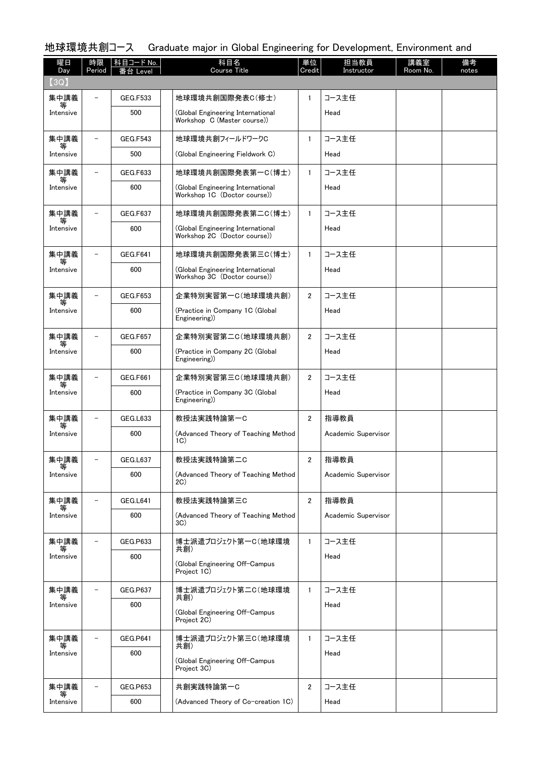## 地球環境共創コース　Graduate major in Global Engineering for Development, Environment and

| 曜日 Day | 時限 Period | 科目コード No. 番台 Level | | 科目名 Course Title | 単位 Credit | 担当教員 Instructor | 講義室 Room No. | 備考 notes |
|---|---|---|---|---|---|---|---|---|
| 【3Q】 | | | | | | | | |
| 集中講義等 Intensive | － | GEG.F533 500 | | 地球環境共創国際発表C(修士) (Global Engineering International Workshop C (Master course)) | 1 | コース主任 Head | | |
| 集中講義等 Intensive | － | GEG.F543 500 | | 地球環境共創フィールドワークC (Global Engineering Fieldwork C) | 1 | コース主任 Head | | |
| 集中講義等 Intensive | － | GEG.F633 600 | | 地球環境共創国際発表第一C(博士) (Global Engineering International Workshop 1C (Doctor course)) | 1 | コース主任 Head | | |
| 集中講義等 Intensive | － | GEG.F637 600 | | 地球環境共創国際発表第二C(博士) (Global Engineering International Workshop 2C (Doctor course)) | 1 | コース主任 Head | | |
| 集中講義等 Intensive | － | GEG.F641 600 | | 地球環境共創国際発表第三C(博士) (Global Engineering International Workshop 3C (Doctor course)) | 1 | コース主任 Head | | |
| 集中講義等 Intensive | － | GEG.F653 600 | | 企業特別実習第一C(地球環境共創) (Practice in Company 1C (Global Engineering)) | 2 | コース主任 Head | | |
| 集中講義等 Intensive | － | GEG.F657 600 | | 企業特別実習第二C(地球環境共創) (Practice in Company 2C (Global Engineering)) | 2 | コース主任 Head | | |
| 集中講義等 Intensive | － | GEG.F661 600 | | 企業特別実習第三C(地球環境共創) (Practice in Company 3C (Global Engineering)) | 2 | コース主任 Head | | |
| 集中講義等 Intensive | － | GEG.L633 600 | | 教授法実践特論第一C (Advanced Theory of Teaching Method 1C) | 2 | 指導教員 Academic Supervisor | | |
| 集中講義等 Intensive | － | GEG.L637 600 | | 教授法実践特論第二C (Advanced Theory of Teaching Method 2C) | 2 | 指導教員 Academic Supervisor | | |
| 集中講義等 Intensive | － | GEG.L641 600 | | 教授法実践特論第三C (Advanced Theory of Teaching Method 3C) | 2 | 指導教員 Academic Supervisor | | |
| 集中講義等 Intensive | － | GEG.P633 600 | | 博士派遣プロジェクト第一C(地球環境共創) (Global Engineering Off-Campus Project 1C) | 1 | コース主任 Head | | |
| 集中講義等 Intensive | － | GEG.P637 600 | | 博士派遣プロジェクト第二C(地球環境共創) (Global Engineering Off-Campus Project 2C) | 1 | コース主任 Head | | |
| 集中講義等 Intensive | － | GEG.P641 600 | | 博士派遣プロジェクト第三C(地球環境共創) (Global Engineering Off-Campus Project 3C) | 1 | コース主任 Head | | |
| 集中講義等 Intensive | － | GEG.P653 600 | | 共創実践特論第一C (Advanced Theory of Co-creation 1C) | 2 | コース主任 Head | | |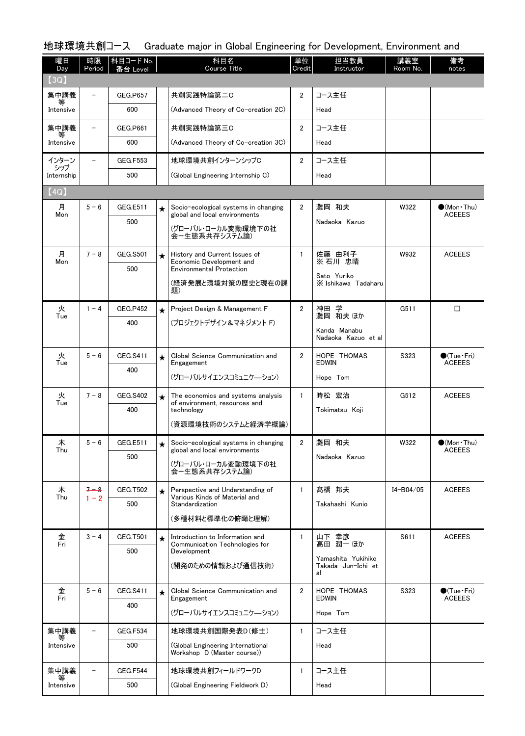## 地球環境共創コース　Graduate major in Global Engineering for Development, Environment and

| 曜日 Day | 時限 Period | 科目コード No. 番台 Level | | 科目名 Course Title | 単位 Credit | 担当教員 Instructor | 講義室 Room No. | 備考 notes |
|---|---|---|---|---|---|---|---|---|
| 【3Q】 | | | | | | | | |
| 集中講義等 Intensive | － | GEG.P657 600 | | 共創実践特論第二C (Advanced Theory of Co-creation 2C) | 2 | コース主任 Head | | |
| 集中講義等 Intensive | － | GEG.P661 600 | | 共創実践特論第三C (Advanced Theory of Co-creation 3C) | 2 | コース主任 Head | | |
| インターンシップ Internship | － | GEG.F553 500 | | 地球環境共創インターンシップC (Global Engineering Internship C) | 2 | コース主任 Head | | |
| 【4Q】 | | | | | | | | |
| 月 Mon | 5－6 | GEG.E511 500 | ★ | Socio-ecological systems in changing global and local environments (グローバル・ローカル変動環境下の社会ー生態系共存システム論) | 2 | 灘岡 和夫 Nadaoka Kazuo | W322 | ●(Mon・Thu) ACEEES |
| 月 Mon | 7－8 | GEG.S501 500 | ★ | History and Current Issues of Economic Development and Environmental Protection (経済発展と環境対策の歴史と現在の課題) | 1 | 佐藤 由利子 ※ 石川 忠晴 Sato Yuriko ※ Ishikawa Tadaharu | W932 | ACEEES |
| 火 Tue | 1－4 | GEG.P452 400 | ★ | Project Design & Management F (プロジェクトデザイン＆マネジメント F) | 2 | 神田 学 灘岡 和夫 ほか Kanda Manabu Nadaoka Kazuo et al | G511 | □ |
| 火 Tue | 5－6 | GEG.S411 400 | ★ | Global Science Communication and Engagement (グローバルサイエンスコミュニケーション) | 2 | HOPE THOMAS EDWIN Hope Tom | S323 | ●(Tue・Fri) ACEEES |
| 火 Tue | 7－8 | GEG.S402 400 | ★ | The economics and systems analysis of environment, resources and technology (資源環境技術のシステムと経済学概論) | 1 | 時松 宏治 Tokimatsu Koji | G512 | ACEEES |
| 木 Thu | 5－6 | GEG.E511 500 | ★ | Socio-ecological systems in changing global and local environments (グローバル・ローカル変動環境下の社会ー生態系共存システム論) | 2 | 灘岡 和夫 Nadaoka Kazuo | W322 | ●(Mon・Thu) ACEEES |
| 木 Thu | ~~7－8~~ 1－2 | GEG.T502 500 | ★ | Perspective and Understanding of Various Kinds of Material and Standardization (多種材料と標準化の俯瞰と理解) | 1 | 髙橋 邦夫 Takahashi Kunio | I4-B04/05 | ACEEES |
| 金 Fri | 3－4 | GEG.T501 500 | ★ | Introduction to Information and Communication Technologies for Development (開発のための情報および通信技術) | 1 | 山下 幸彦 髙田 潤一 ほか Yamashita Yukihiko Takada Jun-Ichi et al | S611 | ACEEES |
| 金 Fri | 5－6 | GEG.S411 400 | ★ | Global Science Communication and Engagement (グローバルサイエンスコミュニケーション) | 2 | HOPE THOMAS EDWIN Hope Tom | S323 | ●(Tue・Fri) ACEEES |
| 集中講義等 Intensive | － | GEG.F534 500 | | 地球環境共創国際発表D(修士) (Global Engineering International Workshop D (Master course)) | 1 | コース主任 Head | | |
| 集中講義等 Intensive | － | GEG.F544 500 | | 地球環境共創フィールドワークD (Global Engineering Fieldwork D) | 1 | コース主任 Head | | |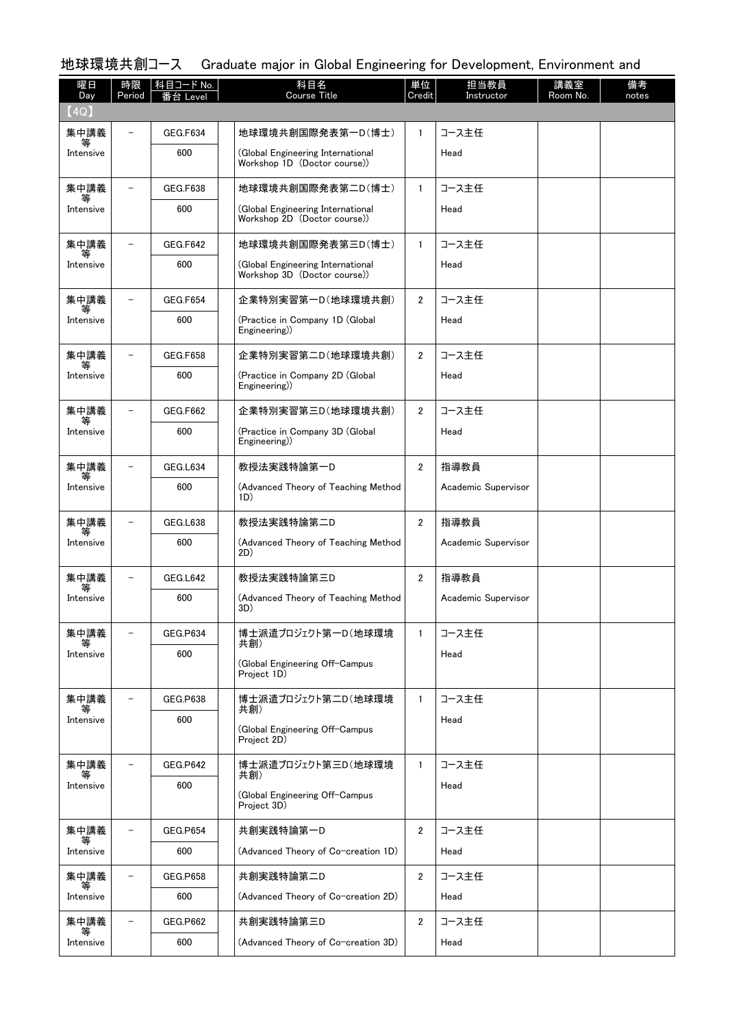地球環境共創コース　Graduate major in Global Engineering for Development, Environment and

| 曜日 Day | 時限 Period | 科目コード No. 番台 Level | 科目名 Course Title | 単位 Credit | 担当教員 Instructor | 講義室 Room No. | 備考 notes |
|---|---|---|---|---|---|---|---|
| 【4Q】 | | | | | | | |
| 集中講義等 Intensive | － | GEG.F634 600 | 地球環境共創国際発表第一D(博士) (Global Engineering International Workshop 1D (Doctor course)) | 1 | コース主任 Head | | |
| 集中講義等 Intensive | － | GEG.F638 600 | 地球環境共創国際発表第二D(博士) (Global Engineering International Workshop 2D (Doctor course)) | 1 | コース主任 Head | | |
| 集中講義等 Intensive | － | GEG.F642 600 | 地球環境共創国際発表第三D(博士) (Global Engineering International Workshop 3D (Doctor course)) | 1 | コース主任 Head | | |
| 集中講義等 Intensive | － | GEG.F654 600 | 企業特別実習第一D(地球環境共創) (Practice in Company 1D (Global Engineering)) | 2 | コース主任 Head | | |
| 集中講義等 Intensive | － | GEG.F658 600 | 企業特別実習第二D(地球環境共創) (Practice in Company 2D (Global Engineering)) | 2 | コース主任 Head | | |
| 集中講義等 Intensive | － | GEG.F662 600 | 企業特別実習第三D(地球環境共創) (Practice in Company 3D (Global Engineering)) | 2 | コース主任 Head | | |
| 集中講義等 Intensive | － | GEG.L634 600 | 教授法実践特論第一D (Advanced Theory of Teaching Method 1D) | 2 | 指導教員 Academic Supervisor | | |
| 集中講義等 Intensive | － | GEG.L638 600 | 教授法実践特論第二D (Advanced Theory of Teaching Method 2D) | 2 | 指導教員 Academic Supervisor | | |
| 集中講義等 Intensive | － | GEG.L642 600 | 教授法実践特論第三D (Advanced Theory of Teaching Method 3D) | 2 | 指導教員 Academic Supervisor | | |
| 集中講義等 Intensive | － | GEG.P634 600 | 博士派遣プロジェクト第一D(地球環境共創) (Global Engineering Off-Campus Project 1D) | 1 | コース主任 Head | | |
| 集中講義等 Intensive | － | GEG.P638 600 | 博士派遣プロジェクト第二D(地球環境共創) (Global Engineering Off-Campus Project 2D) | 1 | コース主任 Head | | |
| 集中講義等 Intensive | － | GEG.P642 600 | 博士派遣プロジェクト第三D(地球環境共創) (Global Engineering Off-Campus Project 3D) | 1 | コース主任 Head | | |
| 集中講義等 Intensive | － | GEG.P654 600 | 共創実践特論第一D (Advanced Theory of Co-creation 1D) | 2 | コース主任 Head | | |
| 集中講義等 Intensive | － | GEG.P658 600 | 共創実践特論第二D (Advanced Theory of Co-creation 2D) | 2 | コース主任 Head | | |
| 集中講義等 Intensive | － | GEG.P662 600 | 共創実践特論第三D (Advanced Theory of Co-creation 3D) | 2 | コース主任 Head | | |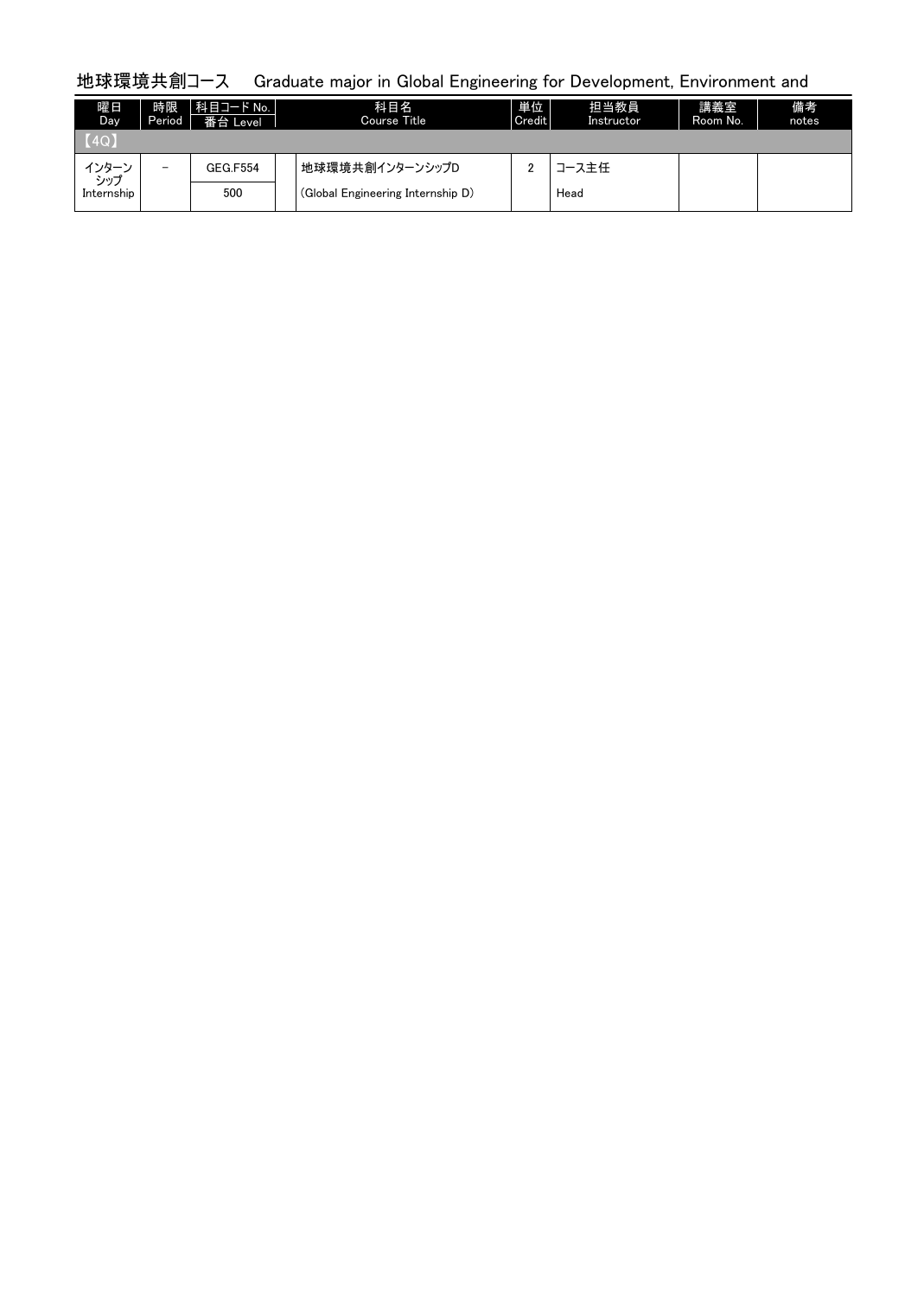## 地球環境共創コース　Graduate major in Global Engineering for Development, Environment and

| 曜日 Day | 時限 Period | 科目コード No. 番台 Level | 科目名 Course Title | 単位 Credit | 担当教員 Instructor | 講義室 Room No. | 備考 notes |
|---|---|---|---|---|---|---|---|
| 【4Q】 | | | | | | | |
| インターンシップ Internship | － | GEG.F554<br>500 | 地球環境共創インターンシップD<br>(Global Engineering Internship D) | 2 | コース主任<br>Head | | |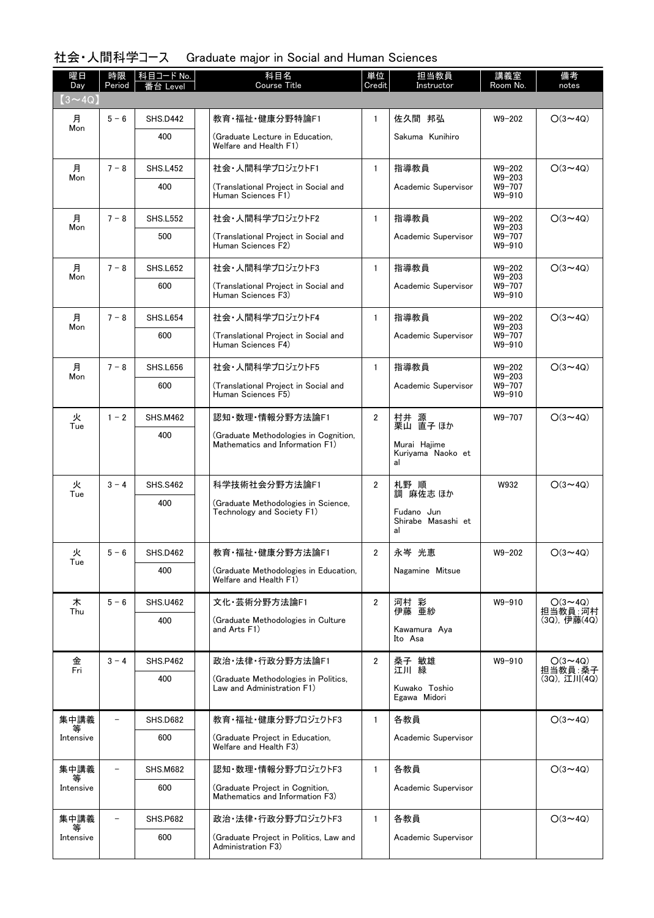## 社会・人間科学コース　Graduate major in Social and Human Sciences

| 曜日 Day | 時限 Period | 科目コード No. 番台 Level | 科目名 Course Title | 単位 Credit | 担当教員 Instructor | 講義室 Room No. | 備考 notes |
|---|---|---|---|---|---|---|---|
| 【3～4Q】 | | | | | | | |
| 月 Mon | 5－6 | SHS.D442 400 | 教育・福祉・健康分野特論F1 (Graduate Lecture in Education, Welfare and Health F1) | 1 | 佐久間　邦弘 Sakuma Kunihiro | W9-202 | ○(3～4Q) |
| 月 Mon | 7－8 | SHS.L452 400 | 社会・人間科学プロジェクトF1 (Translational Project in Social and Human Sciences F1) | 1 | 指導教員 Academic Supervisor | W9-202 W9-203 W9-707 W9-910 | ○(3～4Q) |
| 月 Mon | 7－8 | SHS.L552 500 | 社会・人間科学プロジェクトF2 (Translational Project in Social and Human Sciences F2) | 1 | 指導教員 Academic Supervisor | W9-202 W9-203 W9-707 W9-910 | ○(3～4Q) |
| 月 Mon | 7－8 | SHS.L652 600 | 社会・人間科学プロジェクトF3 (Translational Project in Social and Human Sciences F3) | 1 | 指導教員 Academic Supervisor | W9-202 W9-203 W9-707 W9-910 | ○(3～4Q) |
| 月 Mon | 7－8 | SHS.L654 600 | 社会・人間科学プロジェクトF4 (Translational Project in Social and Human Sciences F4) | 1 | 指導教員 Academic Supervisor | W9-202 W9-203 W9-707 W9-910 | ○(3～4Q) |
| 月 Mon | 7－8 | SHS.L656 600 | 社会・人間科学プロジェクトF5 (Translational Project in Social and Human Sciences F5) | 1 | 指導教員 Academic Supervisor | W9-202 W9-203 W9-707 W9-910 | ○(3～4Q) |
| 火 Tue | 1－2 | SHS.M462 400 | 認知・数理・情報分野方法論F1 (Graduate Methodologies in Cognition, Mathematics and Information F1) | 2 | 村井　源 栗山　直子 ほか Murai Hajime Kuriyama Naoko et al | W9-707 | ○(3～4Q) |
| 火 Tue | 3－4 | SHS.S462 400 | 科学技術社会分野方法論F1 (Graduate Methodologies in Science, Technology and Society F1) | 2 | 札野　順 調　麻佐志 ほか Fudano Jun Shirabe Masashi et al | W932 | ○(3～4Q) |
| 火 Tue | 5－6 | SHS.D462 400 | 教育・福祉・健康分野方法論F1 (Graduate Methodologies in Education, Welfare and Health F1) | 2 | 永岑　光恵 Nagamine Mitsue | W9-202 | ○(3～4Q) |
| 木 Thu | 5－6 | SHS.U462 400 | 文化・芸術分野方法論F1 (Graduate Methodologies in Culture and Arts F1) | 2 | 河村　彩 伊藤　亜紗 Kawamura Aya Ito Asa | W9-910 | ○(3～4Q) 担当教員:河村(3Q)，伊藤(4Q) |
| 金 Fri | 3－4 | SHS.P462 400 | 政治・法律・行政分野方法論F1 (Graduate Methodologies in Politics, Law and Administration F1) | 2 | 桑子　敏雄 江川　緑 Kuwako Toshio Egawa Midori | W9-910 | ○(3～4Q) 担当教員:桑子(3Q)，江川(4Q) |
| 集中講義等 Intensive | － | SHS.D682 600 | 教育・福祉・健康分野プロジェクトF3 (Graduate Project in Education, Welfare and Health F3) | 1 | 各教員 Academic Supervisor | | ○(3～4Q) |
| 集中講義等 Intensive | － | SHS.M682 600 | 認知・数理・情報分野プロジェクトF3 (Graduate Project in Cognition, Mathematics and Information F3) | 1 | 各教員 Academic Supervisor | | ○(3～4Q) |
| 集中講義等 Intensive | － | SHS.P682 600 | 政治・法律・行政分野プロジェクトF3 (Graduate Project in Politics, Law and Administration F3) | 1 | 各教員 Academic Supervisor | | ○(3～4Q) |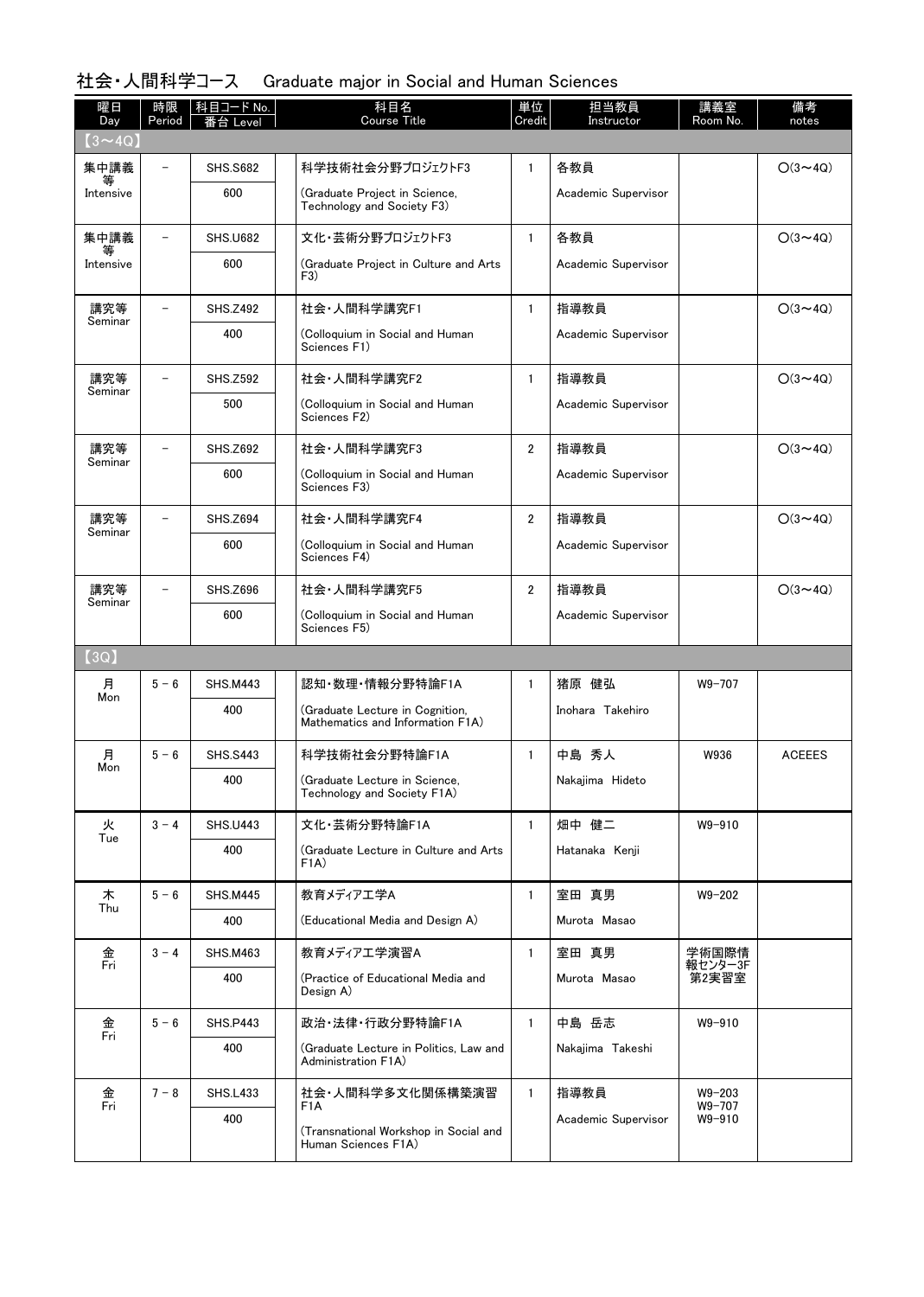# 社会・人間科学コース　Graduate major in Social and Human Sciences

| 曜日 Day | 時限 Period | 科目コード No. 番台 Level | 科目名 Course Title | 単位 Credit | 担当教員 Instructor | 講義室 Room No. | 備考 notes |
|---|---|---|---|---|---|---|---|
| 【3～4Q】 | | | | | | | |
| 集中講義等 Intensive | － | SHS.S682<br>600 | 科学技術社会分野プロジェクトF3<br>(Graduate Project in Science, Technology and Society F3) | 1 | 各教員<br>Academic Supervisor | | ○(3～4Q) |
| 集中講義等 Intensive | － | SHS.U682<br>600 | 文化・芸術分野プロジェクトF3<br>(Graduate Project in Culture and Arts F3) | 1 | 各教員<br>Academic Supervisor | | ○(3～4Q) |
| 講究等 Seminar | － | SHS.Z492<br>400 | 社会・人間科学講究F1<br>(Colloquium in Social and Human Sciences F1) | 1 | 指導教員<br>Academic Supervisor | | ○(3～4Q) |
| 講究等 Seminar | － | SHS.Z592<br>500 | 社会・人間科学講究F2<br>(Colloquium in Social and Human Sciences F2) | 1 | 指導教員<br>Academic Supervisor | | ○(3～4Q) |
| 講究等 Seminar | － | SHS.Z692<br>600 | 社会・人間科学講究F3<br>(Colloquium in Social and Human Sciences F3) | 2 | 指導教員<br>Academic Supervisor | | ○(3～4Q) |
| 講究等 Seminar | － | SHS.Z694<br>600 | 社会・人間科学講究F4<br>(Colloquium in Social and Human Sciences F4) | 2 | 指導教員<br>Academic Supervisor | | ○(3～4Q) |
| 講究等 Seminar | － | SHS.Z696<br>600 | 社会・人間科学講究F5<br>(Colloquium in Social and Human Sciences F5) | 2 | 指導教員<br>Academic Supervisor | | ○(3～4Q) |
| 【3Q】 | | | | | | | |
| 月 Mon | 5－6 | SHS.M443<br>400 | 認知・数理・情報分野特論F1A<br>(Graduate Lecture in Cognition, Mathematics and Information F1A) | 1 | 猪原　健弘<br>Inohara Takehiro | W9-707 | |
| 月 Mon | 5－6 | SHS.S443<br>400 | 科学技術社会分野特論F1A<br>(Graduate Lecture in Science, Technology and Society F1A) | 1 | 中島　秀人<br>Nakajima Hideto | W936 | ACEEES |
| 火 Tue | 3－4 | SHS.U443<br>400 | 文化・芸術分野特論F1A<br>(Graduate Lecture in Culture and Arts F1A) | 1 | 畑中　健二<br>Hatanaka Kenji | W9-910 | |
| 木 Thu | 5－6 | SHS.M445<br>400 | 教育メディア工学A<br>(Educational Media and Design A) | 1 | 室田　真男<br>Murota Masao | W9-202 | |
| 金 Fri | 3－4 | SHS.M463<br>400 | 教育メディア工学演習A<br>(Practice of Educational Media and Design A) | 1 | 室田　真男<br>Murota Masao | 学術国際情報センター3F 第2実習室 | |
| 金 Fri | 5－6 | SHS.P443<br>400 | 政治・法律・行政分野特論F1A<br>(Graduate Lecture in Politics, Law and Administration F1A) | 1 | 中島　岳志<br>Nakajima Takeshi | W9-910 | |
| 金 Fri | 7－8 | SHS.L433<br>400 | 社会・人間科学多文化関係構築演習F1A<br>(Transnational Workshop in Social and Human Sciences F1A) | 1 | 指導教員<br>Academic Supervisor | W9-203<br>W9-707<br>W9-910 | |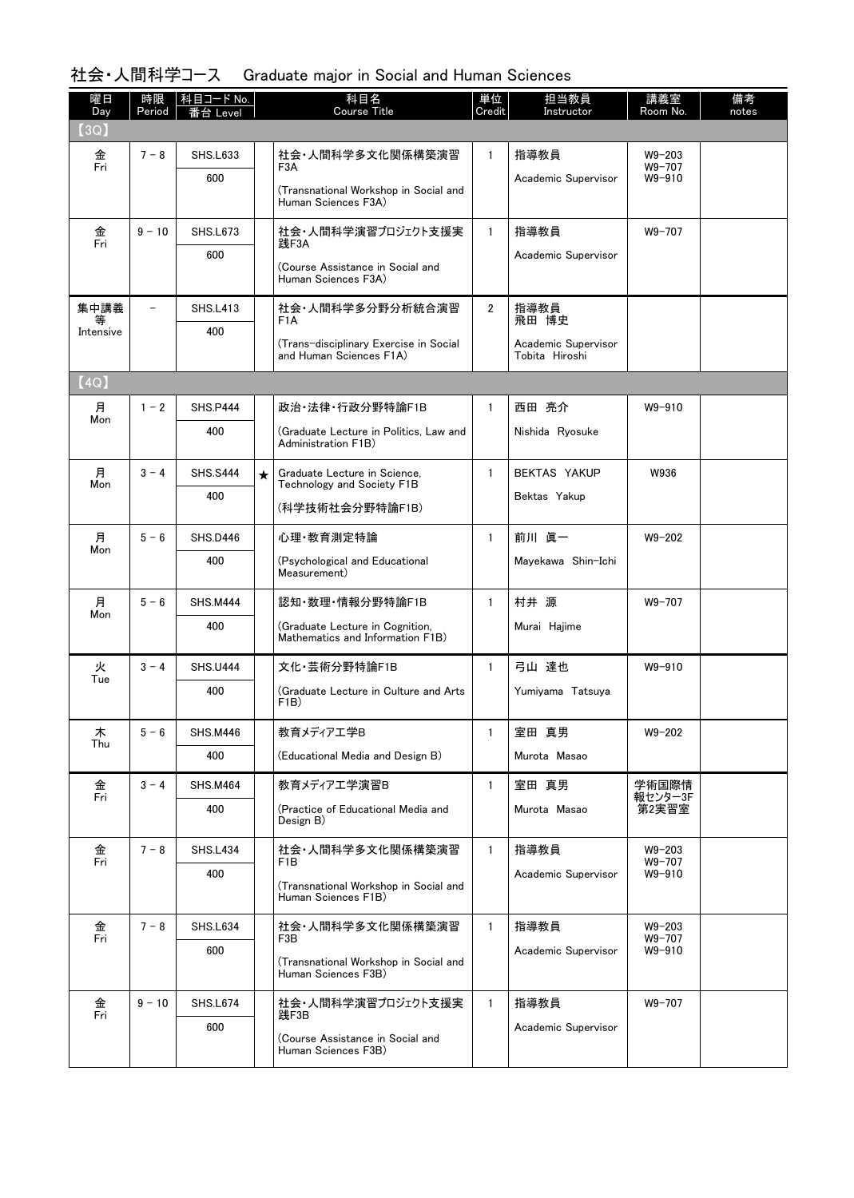## 社会・人間科学コース　Graduate major in Social and Human Sciences

| 曜日 Day | 時限 Period | 科目コード No. 番台 Level | | 科目名 Course Title | 単位 Credit | 担当教員 Instructor | 講義室 Room No. | 備考 notes |
|---|---|---|---|---|---|---|---|---|
| 【3Q】 | | | | | | | | |
| 金 Fri | 7－8 | SHS.L633 600 | | 社会・人間科学多文化関係構築演習F3A (Transnational Workshop in Social and Human Sciences F3A) | 1 | 指導教員 Academic Supervisor | W9-203 W9-707 W9-910 | |
| 金 Fri | 9－10 | SHS.L673 600 | | 社会・人間科学演習プロジェクト支援実践F3A (Course Assistance in Social and Human Sciences F3A) | 1 | 指導教員 Academic Supervisor | W9-707 | |
| 集中講義等 Intensive | － | SHS.L413 400 | | 社会・人間科学多分野分析統合演習F1A (Trans-disciplinary Exercise in Social and Human Sciences F1A) | 2 | 指導教員 飛田 博史 Academic Supervisor Tobita Hiroshi | | |
| 【4Q】 | | | | | | | | |
| 月 Mon | 1－2 | SHS.P444 400 | | 政治・法律・行政分野特論F1B (Graduate Lecture in Politics, Law and Administration F1B) | 1 | 西田 亮介 Nishida Ryosuke | W9-910 | |
| 月 Mon | 3－4 | SHS.S444 400 | ★ | Graduate Lecture in Science, Technology and Society F1B (科学技術社会分野特論F1B) | 1 | BEKTAS YAKUP Bektas Yakup | W936 | |
| 月 Mon | 5－6 | SHS.D446 400 | | 心理・教育測定特論 (Psychological and Educational Measurement) | 1 | 前川 眞一 Mayekawa Shin-Ichi | W9-202 | |
| 月 Mon | 5－6 | SHS.M444 400 | | 認知・数理・情報分野特論F1B (Graduate Lecture in Cognition, Mathematics and Information F1B) | 1 | 村井 源 Murai Hajime | W9-707 | |
| 火 Tue | 3－4 | SHS.U444 400 | | 文化・芸術分野特論F1B (Graduate Lecture in Culture and Arts F1B) | 1 | 弓山 達也 Yumiyama Tatsuya | W9-910 | |
| 木 Thu | 5－6 | SHS.M446 400 | | 教育メディア工学B (Educational Media and Design B) | 1 | 室田 真男 Murota Masao | W9-202 | |
| 金 Fri | 3－4 | SHS.M464 400 | | 教育メディア工学演習B (Practice of Educational Media and Design B) | 1 | 室田 真男 Murota Masao | 学術国際情報センター3F 第2実習室 | |
| 金 Fri | 7－8 | SHS.L434 400 | | 社会・人間科学多文化関係構築演習F1B (Transnational Workshop in Social and Human Sciences F1B) | 1 | 指導教員 Academic Supervisor | W9-203 W9-707 W9-910 | |
| 金 Fri | 7－8 | SHS.L634 600 | | 社会・人間科学多文化関係構築演習F3B (Transnational Workshop in Social and Human Sciences F3B) | 1 | 指導教員 Academic Supervisor | W9-203 W9-707 W9-910 | |
| 金 Fri | 9－10 | SHS.L674 600 | | 社会・人間科学演習プロジェクト支援実践F3B (Course Assistance in Social and Human Sciences F3B) | 1 | 指導教員 Academic Supervisor | W9-707 | |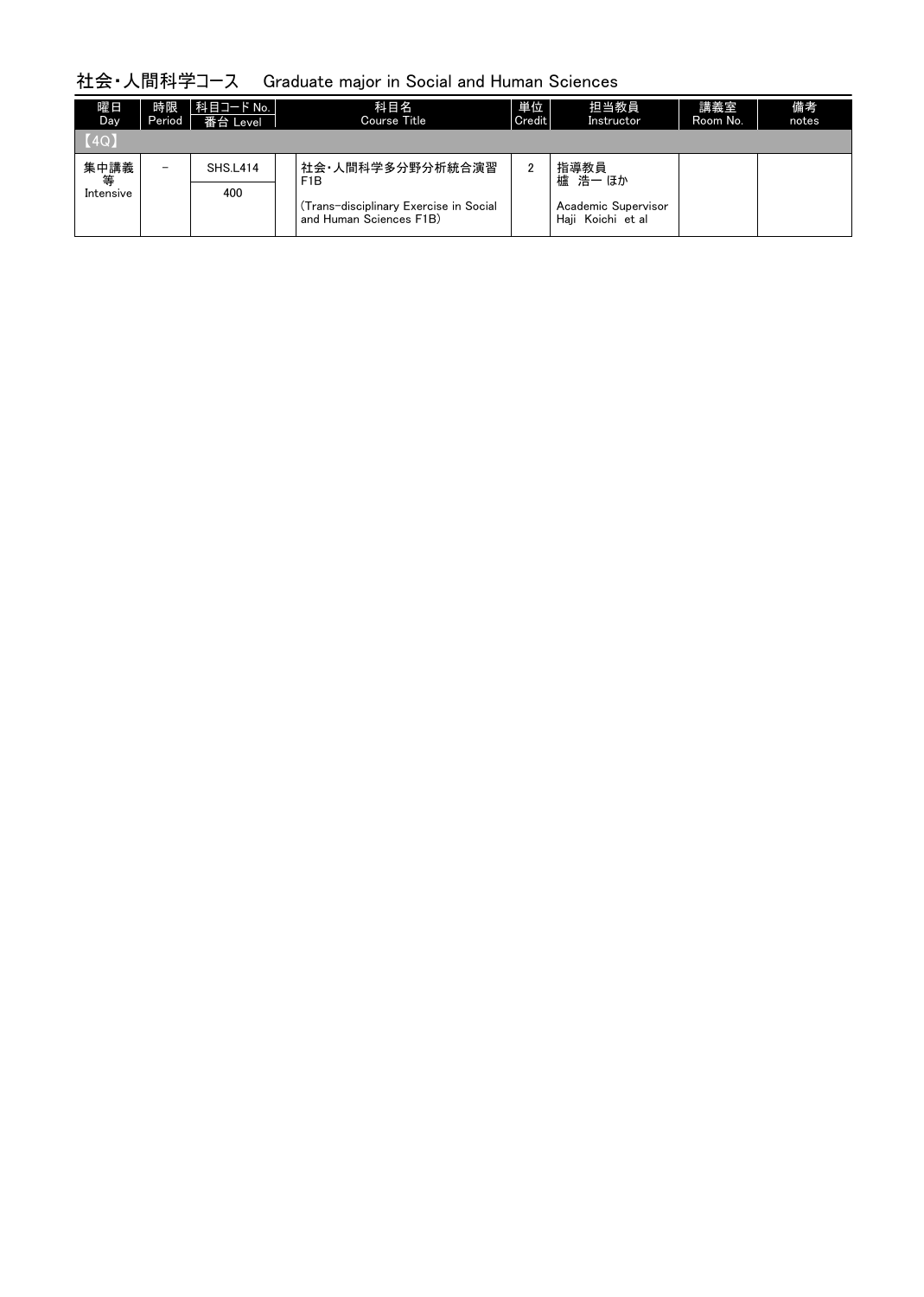## 社会・人間科学コース　Graduate major in Social and Human Sciences

| 曜日 Day | 時限 Period | 科目コード No. / 番台 Level | | 科目名 Course Title | 単位 Credit | 担当教員 Instructor | 講義室 Room No. | 備考 notes |
|---|---|---|---|---|---|---|---|---|
| 【4Q】 | | | | | | | | |
| 集中講義等 Intensive | − | SHS.L414 / 400 | | 社会・人間科学多分野分析統合演習F1B (Trans-disciplinary Exercise in Social and Human Sciences F1B) | 2 | 指導教員 櫨 浩一 ほか / Academic Supervisor Haji Koichi et al | | |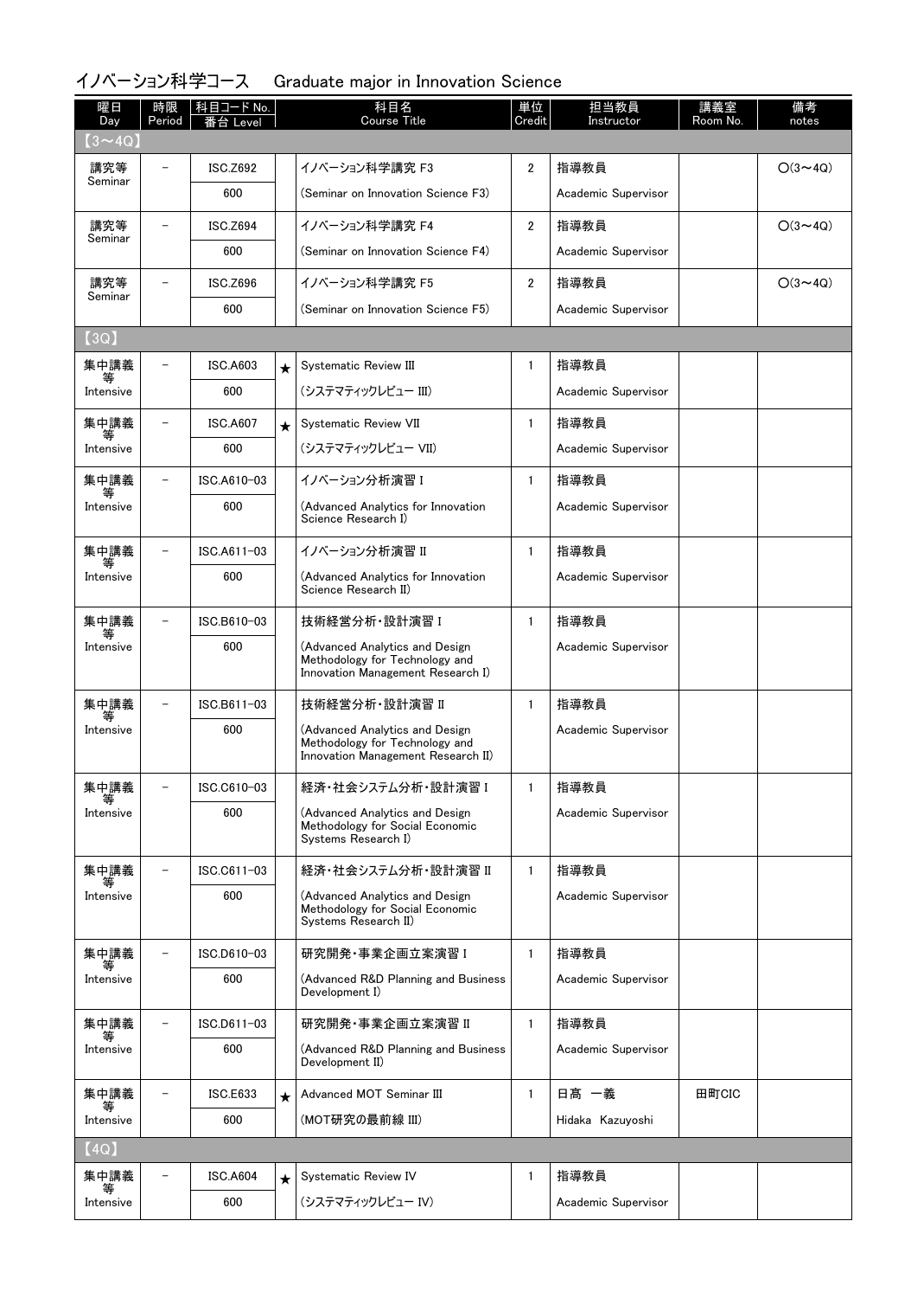## イノベーション科学コース　Graduate major in Innovation Science

| 曜日 Day | 時限 Period | 科目コード No. 番台 Level | | 科目名 Course Title | 単位 Credit | 担当教員 Instructor | 講義室 Room No. | 備考 notes |
|---|---|---|---|---|---|---|---|---|
| 【3～4Q】 | | | | | | | | |
| 講究等 Seminar | – | ISC.Z692 600 | | イノベーション科学講究 F3 (Seminar on Innovation Science F3) | 2 | 指導教員 Academic Supervisor | | ○(3～4Q) |
| 講究等 Seminar | – | ISC.Z694 600 | | イノベーション科学講究 F4 (Seminar on Innovation Science F4) | 2 | 指導教員 Academic Supervisor | | ○(3～4Q) |
| 講究等 Seminar | – | ISC.Z696 600 | | イノベーション科学講究 F5 (Seminar on Innovation Science F5) | 2 | 指導教員 Academic Supervisor | | ○(3～4Q) |
| 【3Q】 | | | | | | | | |
| 集中講義等 Intensive | – | ISC.A603 600 | ★ | Systematic Review III (システマティックレビュー III) | 1 | 指導教員 Academic Supervisor | | |
| 集中講義等 Intensive | – | ISC.A607 600 | ★ | Systematic Review VII (システマティックレビュー VII) | 1 | 指導教員 Academic Supervisor | | |
| 集中講義等 Intensive | – | ISC.A610-03 600 | | イノベーション分析演習 I (Advanced Analytics for Innovation Science Research I) | 1 | 指導教員 Academic Supervisor | | |
| 集中講義等 Intensive | – | ISC.A611-03 600 | | イノベーション分析演習 II (Advanced Analytics for Innovation Science Research II) | 1 | 指導教員 Academic Supervisor | | |
| 集中講義等 Intensive | – | ISC.B610-03 600 | | 技術経営分析・設計演習 I (Advanced Analytics and Design Methodology for Technology and Innovation Management Research I) | 1 | 指導教員 Academic Supervisor | | |
| 集中講義等 Intensive | – | ISC.B611-03 600 | | 技術経営分析・設計演習 II (Advanced Analytics and Design Methodology for Technology and Innovation Management Research II) | 1 | 指導教員 Academic Supervisor | | |
| 集中講義等 Intensive | – | ISC.C610-03 600 | | 経済・社会システム分析・設計演習 I (Advanced Analytics and Design Methodology for Social Economic Systems Research I) | 1 | 指導教員 Academic Supervisor | | |
| 集中講義等 Intensive | – | ISC.C611-03 600 | | 経済・社会システム分析・設計演習 II (Advanced Analytics and Design Methodology for Social Economic Systems Research II) | 1 | 指導教員 Academic Supervisor | | |
| 集中講義等 Intensive | – | ISC.D610-03 600 | | 研究開発・事業企画立案演習 I (Advanced R&D Planning and Business Development I) | 1 | 指導教員 Academic Supervisor | | |
| 集中講義等 Intensive | – | ISC.D611-03 600 | | 研究開発・事業企画立案演習 II (Advanced R&D Planning and Business Development II) | 1 | 指導教員 Academic Supervisor | | |
| 集中講義等 Intensive | – | ISC.E633 600 | ★ | Advanced MOT Seminar III (MOT研究の最前線 III) | 1 | 日髙 一義 Hidaka Kazuyoshi | 田町CIC | |
| 【4Q】 | | | | | | | | |
| 集中講義等 Intensive | – | ISC.A604 600 | ★ | Systematic Review IV (システマティックレビュー IV) | 1 | 指導教員 Academic Supervisor | | |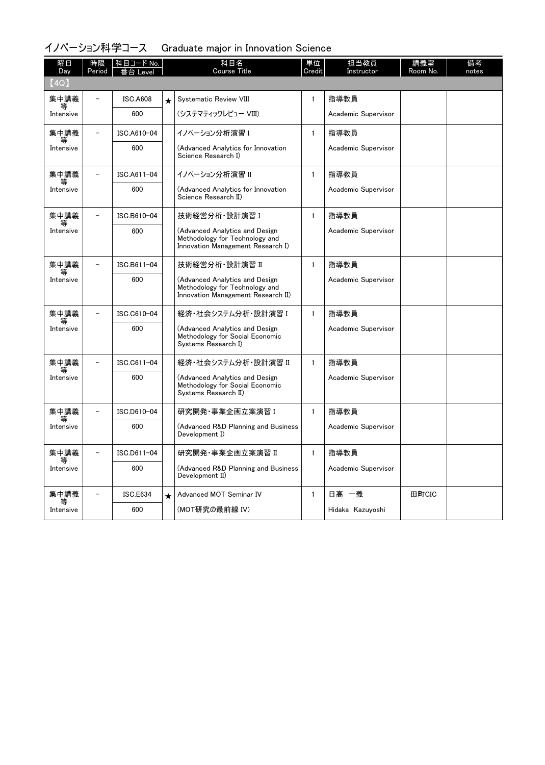## イノベーション科学コース　Graduate major in Innovation Science

| 曜日 Day | 時限 Period | 科目コード No. 番台 Level | | 科目名 Course Title | 単位 Credit | 担当教員 Instructor | 講義室 Room No. | 備考 notes |
|---|---|---|---|---|---|---|---|---|
| 【4Q】 | | | | | | | | |
| 集中講義等 Intensive | － | ISC.A608 600 | ★ | Systematic Review VIII (システマティックレビュー VIII) | 1 | 指導教員 Academic Supervisor | | |
| 集中講義等 Intensive | － | ISC.A610-04 600 | | イノベーション分析演習 I (Advanced Analytics for Innovation Science Research I) | 1 | 指導教員 Academic Supervisor | | |
| 集中講義等 Intensive | － | ISC.A611-04 600 | | イノベーション分析演習 II (Advanced Analytics for Innovation Science Research II) | 1 | 指導教員 Academic Supervisor | | |
| 集中講義等 Intensive | － | ISC.B610-04 600 | | 技術経営分析・設計演習 I (Advanced Analytics and Design Methodology for Technology and Innovation Management Research I) | 1 | 指導教員 Academic Supervisor | | |
| 集中講義等 Intensive | － | ISC.B611-04 600 | | 技術経営分析・設計演習 II (Advanced Analytics and Design Methodology for Technology and Innovation Management Research II) | 1 | 指導教員 Academic Supervisor | | |
| 集中講義等 Intensive | － | ISC.C610-04 600 | | 経済・社会システム分析・設計演習 I (Advanced Analytics and Design Methodology for Social Economic Systems Research I) | 1 | 指導教員 Academic Supervisor | | |
| 集中講義等 Intensive | － | ISC.C611-04 600 | | 経済・社会システム分析・設計演習 II (Advanced Analytics and Design Methodology for Social Economic Systems Research II) | 1 | 指導教員 Academic Supervisor | | |
| 集中講義等 Intensive | － | ISC.D610-04 600 | | 研究開発・事業企画立案演習 I (Advanced R&D Planning and Business Development I) | 1 | 指導教員 Academic Supervisor | | |
| 集中講義等 Intensive | － | ISC.D611-04 600 | | 研究開発・事業企画立案演習 II (Advanced R&D Planning and Business Development II) | 1 | 指導教員 Academic Supervisor | | |
| 集中講義等 Intensive | － | ISC.E634 600 | ★ | Advanced MOT Seminar IV (MOT研究の最前線 IV) | 1 | 日髙 一義 Hidaka Kazuyoshi | 田町CIC | |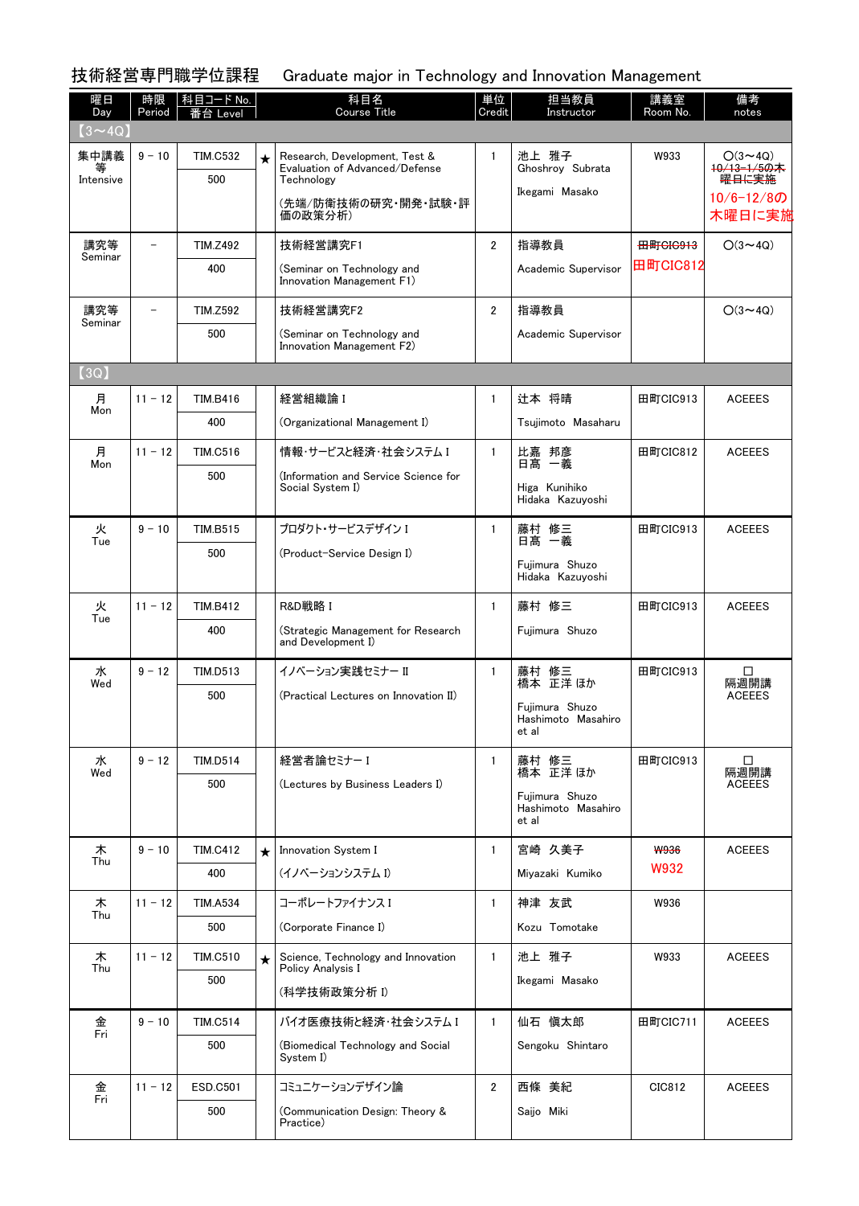## 技術経営専門職学位課程　Graduate major in Technology and Innovation Management

| 曜日 Day | 時限 Period | 科目コード No. 番台 Level | | 科目名 Course Title | 単位 Credit | 担当教員 Instructor | 講義室 Room No. | 備考 notes |
|---|---|---|---|---|---|---|---|---|
| 【3～4Q】 | | | | | | | | |
| 集中講義等 Intensive | 9－10 | TIM.C532 500 | ★ | Research, Development, Test & Evaluation of Advanced/Defense Technology (先端/防衛技術の研究・開発・試験・評価の政策分析) | 1 | 池上 雅子 Ghoshroy Subrata Ikegami Masako | W933 | ○(3～4Q) ~~10/13-1/5の木曜日に実施~~ 10/6-12/8の木曜日に実施 |
| 講究等 Seminar | － | TIM.Z492 400 | | 技術経営講究F1 (Seminar on Technology and Innovation Management F1) | 2 | 指導教員 Academic Supervisor | ~~田町CIC913~~ 田町CIC812 | ○(3～4Q) |
| 講究等 Seminar | － | TIM.Z592 500 | | 技術経営講究F2 (Seminar on Technology and Innovation Management F2) | 2 | 指導教員 Academic Supervisor | | ○(3～4Q) |
| 【3Q】 | | | | | | | | |
| 月 Mon | 11－12 | TIM.B416 400 | | 経営組織論 I (Organizational Management I) | 1 | 辻本 将晴 Tsujimoto Masaharu | 田町CIC913 | ACEEES |
| 月 Mon | 11－12 | TIM.C516 500 | | 情報・サービスと経済・社会システム I (Information and Service Science for Social System I) | 1 | 比嘉 邦彦 日高 一義 Higa Kunihiko Hidaka Kazuyoshi | 田町CIC812 | ACEEES |
| 火 Tue | 9－10 | TIM.B515 500 | | プロダクト・サービスデザイン I (Product-Service Design I) | 1 | 藤村 修三 日高 一義 Fujimura Shuzo Hidaka Kazuyoshi | 田町CIC913 | ACEEES |
| 火 Tue | 11－12 | TIM.B412 400 | | R&D戦略 I (Strategic Management for Research and Development I) | 1 | 藤村 修三 Fujimura Shuzo | 田町CIC913 | ACEEES |
| 水 Wed | 9－12 | TIM.D513 500 | | イノベーション実践セミナー II (Practical Lectures on Innovation II) | 1 | 藤村 修三 橋本 正洋 ほか Fujimura Shuzo Hashimoto Masahiro et al | 田町CIC913 | □ 隔週開講 ACEEES |
| 水 Wed | 9－12 | TIM.D514 500 | | 経営者論セミナー I (Lectures by Business Leaders I) | 1 | 藤村 修三 橋本 正洋 ほか Fujimura Shuzo Hashimoto Masahiro et al | 田町CIC913 | □ 隔週開講 ACEEES |
| 木 Thu | 9－10 | TIM.C412 400 | ★ | Innovation System I (イノベーションシステム I) | 1 | 宮崎 久美子 Miyazaki Kumiko | ~~W936~~ W932 | ACEEES |
| 木 Thu | 11－12 | TIM.A534 500 | | コーポレートファイナンス I (Corporate Finance I) | 1 | 神津 友武 Kozu Tomotake | W936 | |
| 木 Thu | 11－12 | TIM.C510 500 | ★ | Science, Technology and Innovation Policy Analysis I (科学技術政策分析 I) | 1 | 池上 雅子 Ikegami Masako | W933 | ACEEES |
| 金 Fri | 9－10 | TIM.C514 500 | | バイオ医療技術と経済・社会システム I (Biomedical Technology and Social System I) | 1 | 仙石 愼太郎 Sengoku Shintaro | 田町CIC711 | ACEEES |
| 金 Fri | 11－12 | ESD.C501 500 | | コミュニケーションデザイン論 (Communication Design: Theory & Practice) | 2 | 西條 美紀 Saijo Miki | CIC812 | ACEEES |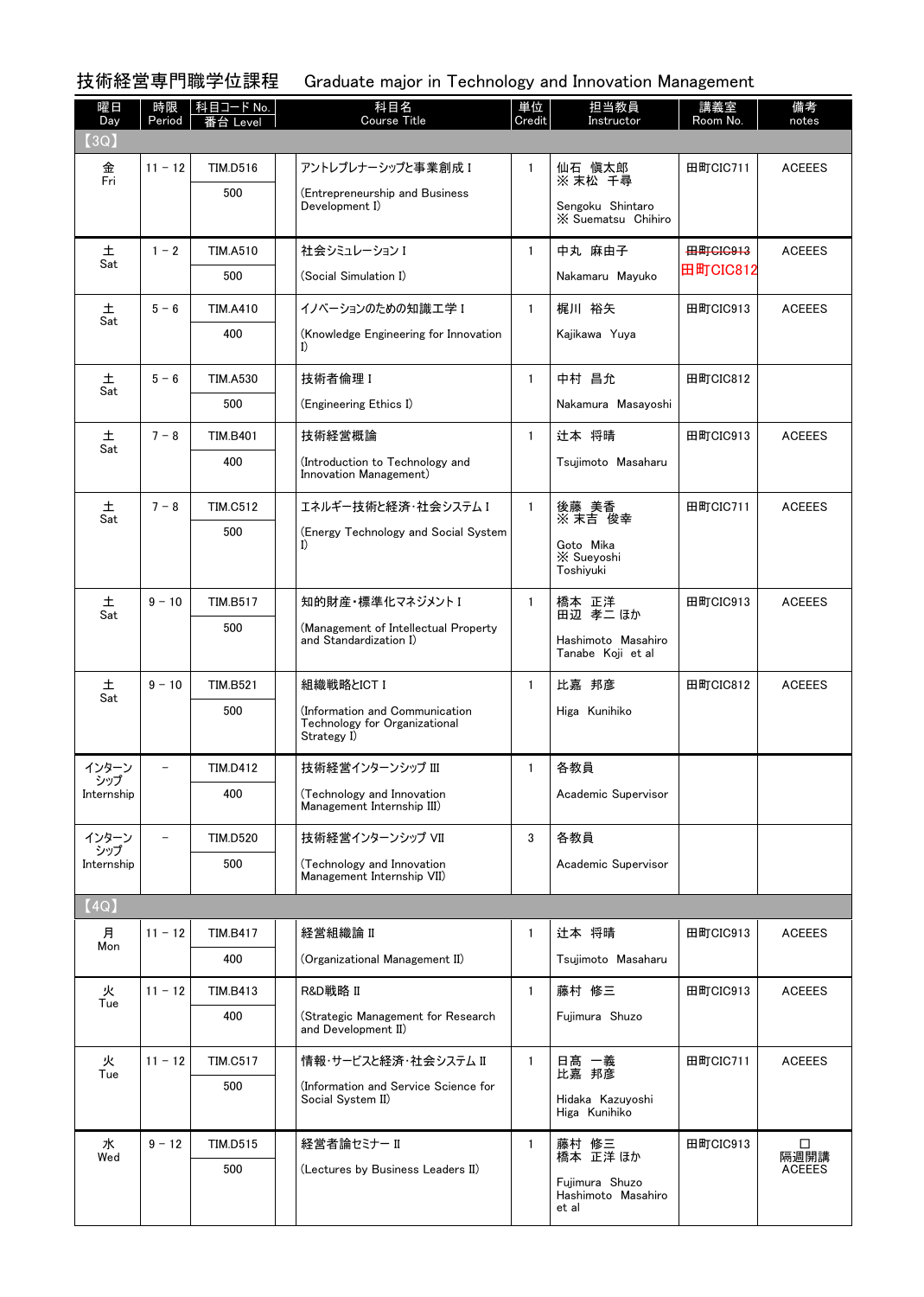## 技術経営専門職学位課程　Graduate major in Technology and Innovation Management

| 曜日 Day | 時限 Period | 科目コード No. 番台 Level | 科目名 Course Title | 単位 Credit | 担当教員 Instructor | 講義室 Room No. | 備考 notes |
|---|---|---|---|---|---|---|---|
| 【3Q】 | | | | | | | |
| 金 Fri | 11－12 | TIM.D516 500 | アントレプレナーシップと事業創成 I (Entrepreneurship and Business Development I) | 1 | 仙石 愼太郎 ※ 末松 千尋 Sengoku Shintaro ※ Suematsu Chihiro | 田町CIC711 | ACEEES |
| 土 Sat | 1－2 | TIM.A510 500 | 社会シミュレーション I (Social Simulation I) | 1 | 中丸 麻由子 Nakamaru Mayuko | ~~田町CIC913~~ 田町CIC812 | ACEEES |
| 土 Sat | 5－6 | TIM.A410 400 | イノベーションのための知識工学 I (Knowledge Engineering for Innovation I) | 1 | 梶川 裕矢 Kajikawa Yuya | 田町CIC913 | ACEEES |
| 土 Sat | 5－6 | TIM.A530 500 | 技術者倫理 I (Engineering Ethics I) | 1 | 中村 昌允 Nakamura Masayoshi | 田町CIC812 | |
| 土 Sat | 7－8 | TIM.B401 400 | 技術経営概論 (Introduction to Technology and Innovation Management) | 1 | 辻本 将晴 Tsujimoto Masaharu | 田町CIC913 | ACEEES |
| 土 Sat | 7－8 | TIM.C512 500 | エネルギー技術と経済･社会システム I (Energy Technology and Social System I) | 1 | 後藤 美香 ※ 末吉 俊幸 Goto Mika ※ Sueyoshi Toshiyuki | 田町CIC711 | ACEEES |
| 土 Sat | 9－10 | TIM.B517 500 | 知的財産･標準化マネジメント I (Management of Intellectual Property and Standardization I) | 1 | 橋本 正洋 田辺 孝二 ほか Hashimoto Masahiro Tanabe Koji et al | 田町CIC913 | ACEEES |
| 土 Sat | 9－10 | TIM.B521 500 | 組織戦略とICT I (Information and Communication Technology for Organizational Strategy I) | 1 | 比嘉 邦彦 Higa Kunihiko | 田町CIC812 | ACEEES |
| インターンシップ Internship | － | TIM.D412 400 | 技術経営インターンシップ III (Technology and Innovation Management Internship III) | 1 | 各教員 Academic Supervisor | | |
| インターンシップ Internship | － | TIM.D520 500 | 技術経営インターンシップ VII (Technology and Innovation Management Internship VII) | 3 | 各教員 Academic Supervisor | | |
| 【4Q】 | | | | | | | |
| 月 Mon | 11－12 | TIM.B417 400 | 経営組織論 II (Organizational Management II) | 1 | 辻本 将晴 Tsujimoto Masaharu | 田町CIC913 | ACEEES |
| 火 Tue | 11－12 | TIM.B413 400 | R&D戦略 II (Strategic Management for Research and Development II) | 1 | 藤村 修三 Fujimura Shuzo | 田町CIC913 | ACEEES |
| 火 Tue | 11－12 | TIM.C517 500 | 情報･サービスと経済･社会システム II (Information and Service Science for Social System II) | 1 | 日高 一義 比嘉 邦彦 Hidaka Kazuyoshi Higa Kunihiko | 田町CIC711 | ACEEES |
| 水 Wed | 9－12 | TIM.D515 500 | 経営者論セミナー II (Lectures by Business Leaders II) | 1 | 藤村 修三 橋本 正洋 ほか Fujimura Shuzo Hashimoto Masahiro et al | 田町CIC913 | □ 隔週開講 ACEEES |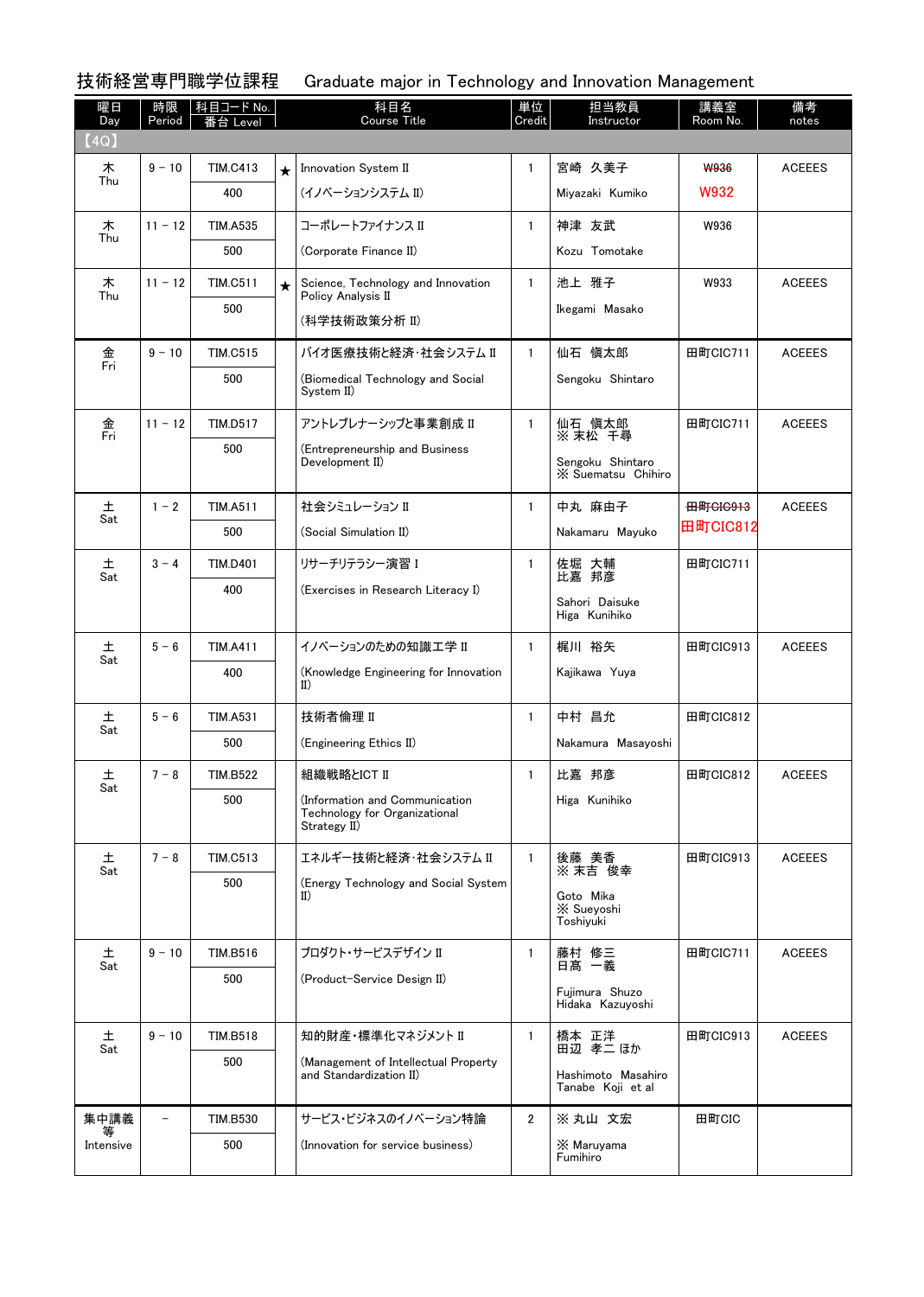# 技術経営専門職学位課程　Graduate major in Technology and Innovation Management

| 曜日 Day | 時限 Period | 科目コード No. 番台 Level | | 科目名 Course Title | 単位 Credit | 担当教員 Instructor | 講義室 Room No. | 備考 notes |
|---|---|---|---|---|---|---|---|---|
| 【4Q】 | | | | | | | | |
| 木 Thu | 9 － 10 | TIM.C413 400 | ★ | Innovation System II (イノベーションシステム II) | 1 | 宮崎　久美子 Miyazaki　Kumiko | ~~W936~~ W932 | ACEEES |
| 木 Thu | 11 － 12 | TIM.A535 500 | | コーポレートファイナンス II (Corporate Finance II) | 1 | 神津　友武 Kozu　Tomotake | W936 | |
| 木 Thu | 11 － 12 | TIM.C511 500 | ★ | Science, Technology and Innovation Policy Analysis II (科学技術政策分析 II) | 1 | 池上　雅子 Ikegami　Masako | W933 | ACEEES |
| 金 Fri | 9 － 10 | TIM.C515 500 | | バイオ医療技術と経済・社会システム II (Biomedical Technology and Social System II) | 1 | 仙石　慎太郎 Sengoku　Shintaro | 田町CIC711 | ACEEES |
| 金 Fri | 11 － 12 | TIM.D517 500 | | アントレプレナーシップと事業創成 II (Entrepreneurship and Business Development II) | 1 | 仙石　慎太郎 ※ 末松　千尋 Sengoku　Shintaro ※ Suematsu　Chihiro | 田町CIC711 | ACEEES |
| 土 Sat | 1 － 2 | TIM.A511 500 | | 社会シミュレーション II (Social Simulation II) | 1 | 中丸　麻由子 Nakamaru　Mayuko | ~~田町CIC913~~ 田町CIC812 | ACEEES |
| 土 Sat | 3 － 4 | TIM.D401 400 | | リサーチリテラシー演習 I (Exercises in Research Literacy I) | 1 | 佐堀　大輔 比嘉　邦彦 Sahori　Daisuke Higa　Kunihiko | 田町CIC711 | |
| 土 Sat | 5 － 6 | TIM.A411 400 | | イノベーションのための知識工学 II (Knowledge Engineering for Innovation II) | 1 | 梶川　裕矢 Kajikawa　Yuya | 田町CIC913 | ACEEES |
| 土 Sat | 5 － 6 | TIM.A531 500 | | 技術者倫理 II (Engineering Ethics II) | 1 | 中村　昌允 Nakamura　Masayoshi | 田町CIC812 | |
| 土 Sat | 7 － 8 | TIM.B522 500 | | 組織戦略とICT II (Information and Communication Technology for Organizational Strategy II) | 1 | 比嘉　邦彦 Higa　Kunihiko | 田町CIC812 | ACEEES |
| 土 Sat | 7 － 8 | TIM.C513 500 | | エネルギー技術と経済・社会システム II (Energy Technology and Social System II) | 1 | 後藤　美香 ※ 末吉　俊幸 Goto　Mika ※ Sueyoshi Toshiyuki | 田町CIC913 | ACEEES |
| 土 Sat | 9 － 10 | TIM.B516 500 | | プロダクト・サービスデザイン II (Product-Service Design II) | 1 | 藤村　修三 日高　一義 Fujimura　Shuzo Hidaka　Kazuyoshi | 田町CIC711 | ACEEES |
| 土 Sat | 9 － 10 | TIM.B518 500 | | 知的財産・標準化マネジメント II (Management of Intellectual Property and Standardization II) | 1 | 橋本　正洋 田辺　孝二 ほか Hashimoto　Masahiro Tanabe　Koji　et al | 田町CIC913 | ACEEES |
| 集中講義等 Intensive | － | TIM.B530 500 | | サービス・ビジネスのイノベーション特論 (Innovation for service business) | 2 | ※ 丸山　文宏 ※ Maruyama Fumihiro | 田町CIC | |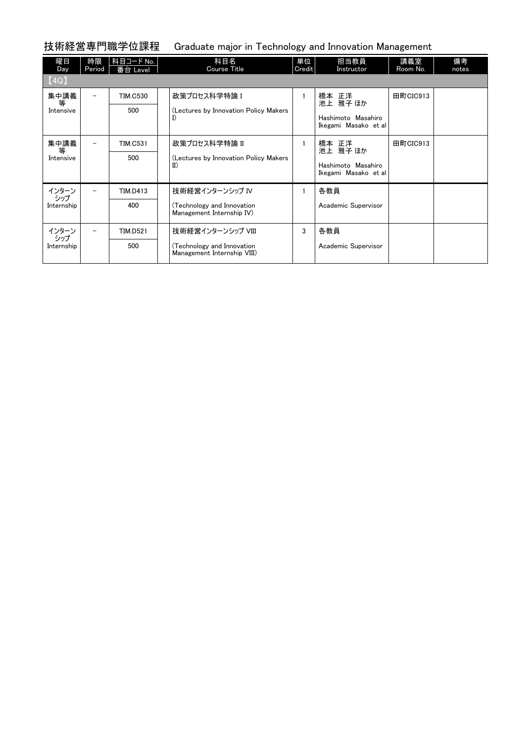# 技術経営専門職学位課程　Graduate major in Technology and Innovation Management

| 曜日 Day | 時限 Period | 科目コード No. / 番台 Level | 科目名 Course Title | 単位 Credit | 担当教員 Instructor | 講義室 Room No. | 備考 notes |
|---|---|---|---|---|---|---|---|
| 【4Q】 | | | | | | | |
| 集中講義等 Intensive | － | TIM.C530 / 500 | 政策プロセス科学特論 I (Lectures by Innovation Policy Makers I) | 1 | 橋本 正洋 池上 雅子 ほか Hashimoto Masahiro Ikegami Masako et al | 田町CIC913 | |
| 集中講義等 Intensive | － | TIM.C531 / 500 | 政策プロセス科学特論 II (Lectures by Innovation Policy Makers II) | 1 | 橋本 正洋 池上 雅子 ほか Hashimoto Masahiro Ikegami Masako et al | 田町CIC913 | |
| インターンシップ Internship | － | TIM.D413 / 400 | 技術経営インターンシップ IV (Technology and Innovation Management Internship IV) | 1 | 各教員 Academic Supervisor | | |
| インターンシップ Internship | － | TIM.D521 / 500 | 技術経営インターンシップ VIII (Technology and Innovation Management Internship VIII) | 3 | 各教員 Academic Supervisor | | |